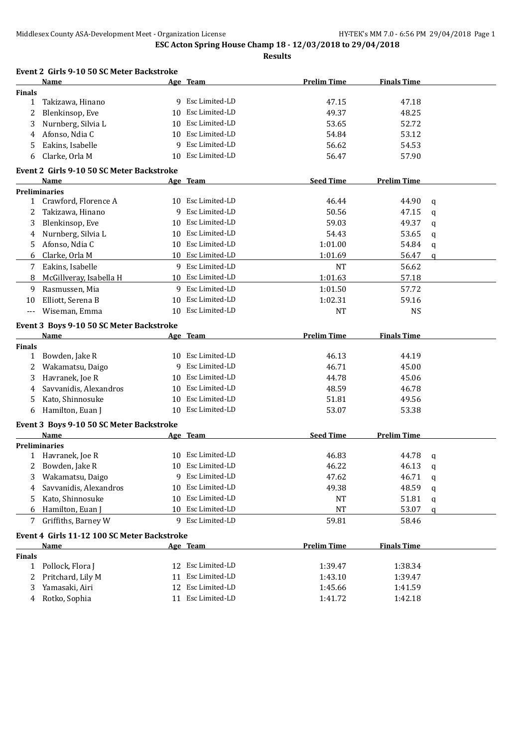## ESC Acton Spring House Champ 18 - 12/03/2018 to 29/04/2018

**Results**

### Event 2 Girls 9-10 50 SC Meter Backstroke

**Finals**

| | Name | Age | Team | Prelim Time | Finals Time |
|---|---|---|---|---|---|
| 1 | Takizawa, Hinano | 9 | Esc Limited-LD | 47.15 | 47.18 |
| 2 | Blenkinsop, Eve | 10 | Esc Limited-LD | 49.37 | 48.25 |
| 3 | Nurnberg, Silvia L | 10 | Esc Limited-LD | 53.65 | 52.72 |
| 4 | Afonso, Ndia C | 10 | Esc Limited-LD | 54.84 | 53.12 |
| 5 | Eakins, Isabelle | 9 | Esc Limited-LD | 56.62 | 54.53 |
| 6 | Clarke, Orla M | 10 | Esc Limited-LD | 56.47 | 57.90 |

### Event 2 Girls 9-10 50 SC Meter Backstroke

**Preliminaries**

| | Name | Age | Team | Seed Time | Prelim Time | |
|---|---|---|---|---|---|---|
| 1 | Crawford, Florence A | 10 | Esc Limited-LD | 46.44 | 44.90 | q |
| 2 | Takizawa, Hinano | 9 | Esc Limited-LD | 50.56 | 47.15 | q |
| 3 | Blenkinsop, Eve | 10 | Esc Limited-LD | 59.03 | 49.37 | q |
| 4 | Nurnberg, Silvia L | 10 | Esc Limited-LD | 54.43 | 53.65 | q |
| 5 | Afonso, Ndia C | 10 | Esc Limited-LD | 1:01.00 | 54.84 | q |
| 6 | Clarke, Orla M | 10 | Esc Limited-LD | 1:01.69 | 56.47 | q |
| 7 | Eakins, Isabelle | 9 | Esc Limited-LD | NT | 56.62 | |
| 8 | McGillveray, Isabella H | 10 | Esc Limited-LD | 1:01.63 | 57.18 | |
| 9 | Rasmussen, Mia | 9 | Esc Limited-LD | 1:01.50 | 57.72 | |
| 10 | Elliott, Serena B | 10 | Esc Limited-LD | 1:02.31 | 59.16 | |
| --- | Wiseman, Emma | 10 | Esc Limited-LD | NT | NS | |

### Event 3 Boys 9-10 50 SC Meter Backstroke

**Finals**

| | Name | Age | Team | Prelim Time | Finals Time |
|---|---|---|---|---|---|
| 1 | Bowden, Jake R | 10 | Esc Limited-LD | 46.13 | 44.19 |
| 2 | Wakamatsu, Daigo | 9 | Esc Limited-LD | 46.71 | 45.00 |
| 3 | Havranek, Joe R | 10 | Esc Limited-LD | 44.78 | 45.06 |
| 4 | Savvanidis, Alexandros | 10 | Esc Limited-LD | 48.59 | 46.78 |
| 5 | Kato, Shinnosuke | 10 | Esc Limited-LD | 51.81 | 49.56 |
| 6 | Hamilton, Euan J | 10 | Esc Limited-LD | 53.07 | 53.38 |

### Event 3 Boys 9-10 50 SC Meter Backstroke

**Preliminaries**

| | Name | Age | Team | Seed Time | Prelim Time | |
|---|---|---|---|---|---|---|
| 1 | Havranek, Joe R | 10 | Esc Limited-LD | 46.83 | 44.78 | q |
| 2 | Bowden, Jake R | 10 | Esc Limited-LD | 46.22 | 46.13 | q |
| 3 | Wakamatsu, Daigo | 9 | Esc Limited-LD | 47.62 | 46.71 | q |
| 4 | Savvanidis, Alexandros | 10 | Esc Limited-LD | 49.38 | 48.59 | q |
| 5 | Kato, Shinnosuke | 10 | Esc Limited-LD | NT | 51.81 | q |
| 6 | Hamilton, Euan J | 10 | Esc Limited-LD | NT | 53.07 | q |
| 7 | Griffiths, Barney W | 9 | Esc Limited-LD | 59.81 | 58.46 | |

### Event 4 Girls 11-12 100 SC Meter Backstroke

**Finals**

| | Name | Age | Team | Prelim Time | Finals Time |
|---|---|---|---|---|---|
| 1 | Pollock, Flora J | 12 | Esc Limited-LD | 1:39.47 | 1:38.34 |
| 2 | Pritchard, Lily M | 11 | Esc Limited-LD | 1:43.10 | 1:39.47 |
| 3 | Yamasaki, Airi | 12 | Esc Limited-LD | 1:45.66 | 1:41.59 |
| 4 | Rotko, Sophia | 11 | Esc Limited-LD | 1:41.72 | 1:42.18 |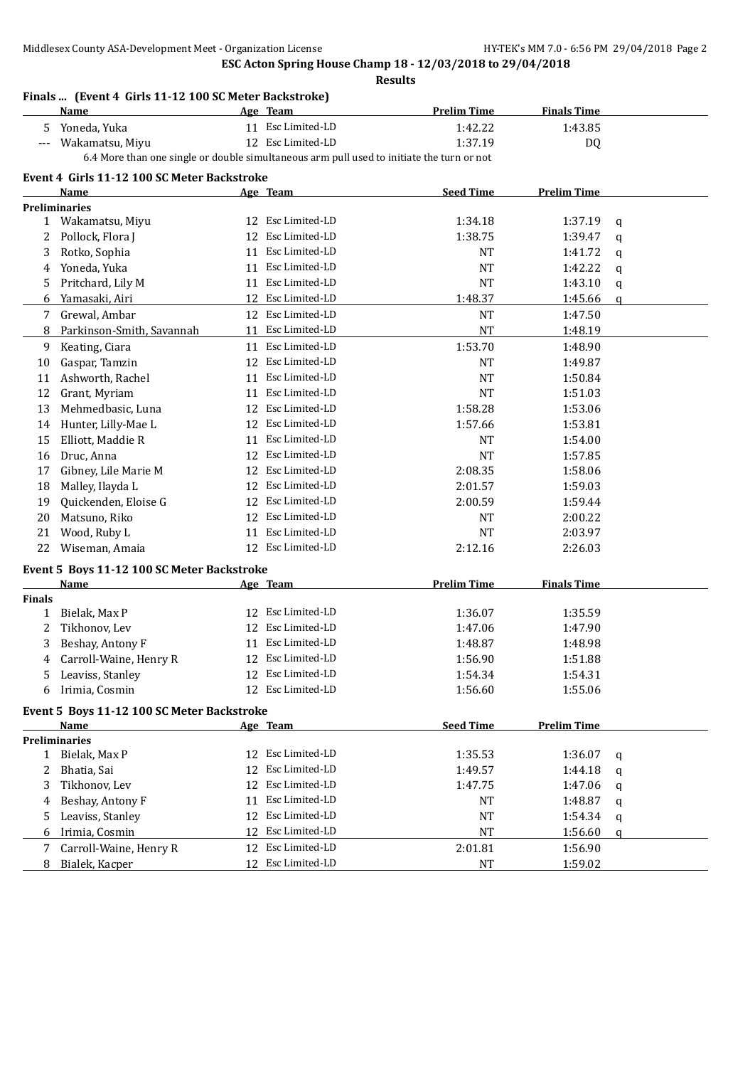**ESC Acton Spring House Champ 18 - 12/03/2018 to 29/04/2018**

**Results**

### Finals ... (Event 4 Girls 11-12 100 SC Meter Backstroke)

| | Name | Age | Team | Prelim Time | Finals Time |
|---|---|---|---|---|---|
| 5 | Yoneda, Yuka | 11 | Esc Limited-LD | 1:42.22 | 1:43.85 |
| --- | Wakamatsu, Miyu | 12 | Esc Limited-LD | 1:37.19 | DQ |

6.4 More than one single or double simultaneous arm pull used to initiate the turn or not

### Event 4 Girls 11-12 100 SC Meter Backstroke

| | Name | Age | Team | Seed Time | Prelim Time | |
|---|---|---|---|---|---|---|
| **Preliminaries** | | | | | | |
| 1 | Wakamatsu, Miyu | 12 | Esc Limited-LD | 1:34.18 | 1:37.19 | q |
| 2 | Pollock, Flora J | 12 | Esc Limited-LD | 1:38.75 | 1:39.47 | q |
| 3 | Rotko, Sophia | 11 | Esc Limited-LD | NT | 1:41.72 | q |
| 4 | Yoneda, Yuka | 11 | Esc Limited-LD | NT | 1:42.22 | q |
| 5 | Pritchard, Lily M | 11 | Esc Limited-LD | NT | 1:43.10 | q |
| 6 | Yamasaki, Airi | 12 | Esc Limited-LD | 1:48.37 | 1:45.66 | q |
| 7 | Grewal, Ambar | 12 | Esc Limited-LD | NT | 1:47.50 | |
| 8 | Parkinson-Smith, Savannah | 11 | Esc Limited-LD | NT | 1:48.19 | |
| 9 | Keating, Ciara | 11 | Esc Limited-LD | 1:53.70 | 1:48.90 | |
| 10 | Gaspar, Tamzin | 12 | Esc Limited-LD | NT | 1:49.87 | |
| 11 | Ashworth, Rachel | 11 | Esc Limited-LD | NT | 1:50.84 | |
| 12 | Grant, Myriam | 11 | Esc Limited-LD | NT | 1:51.03 | |
| 13 | Mehmedbasic, Luna | 12 | Esc Limited-LD | 1:58.28 | 1:53.06 | |
| 14 | Hunter, Lilly-Mae L | 12 | Esc Limited-LD | 1:57.66 | 1:53.81 | |
| 15 | Elliott, Maddie R | 11 | Esc Limited-LD | NT | 1:54.00 | |
| 16 | Druc, Anna | 12 | Esc Limited-LD | NT | 1:57.85 | |
| 17 | Gibney, Lile Marie M | 12 | Esc Limited-LD | 2:08.35 | 1:58.06 | |
| 18 | Malley, Ilayda L | 12 | Esc Limited-LD | 2:01.57 | 1:59.03 | |
| 19 | Quickenden, Eloise G | 12 | Esc Limited-LD | 2:00.59 | 1:59.44 | |
| 20 | Matsuno, Riko | 12 | Esc Limited-LD | NT | 2:00.22 | |
| 21 | Wood, Ruby L | 11 | Esc Limited-LD | NT | 2:03.97 | |
| 22 | Wiseman, Amaia | 12 | Esc Limited-LD | 2:12.16 | 2:26.03 | |

### Event 5 Boys 11-12 100 SC Meter Backstroke

| | Name | Age | Team | Prelim Time | Finals Time |
|---|---|---|---|---|---|
| **Finals** | | | | | |
| 1 | Bielak, Max P | 12 | Esc Limited-LD | 1:36.07 | 1:35.59 |
| 2 | Tikhonov, Lev | 12 | Esc Limited-LD | 1:47.06 | 1:47.90 |
| 3 | Beshay, Antony F | 11 | Esc Limited-LD | 1:48.87 | 1:48.98 |
| 4 | Carroll-Waine, Henry R | 12 | Esc Limited-LD | 1:56.90 | 1:51.88 |
| 5 | Leaviss, Stanley | 12 | Esc Limited-LD | 1:54.34 | 1:54.31 |
| 6 | Irimia, Cosmin | 12 | Esc Limited-LD | 1:56.60 | 1:55.06 |

### Event 5 Boys 11-12 100 SC Meter Backstroke

| | Name | Age | Team | Seed Time | Prelim Time | |
|---|---|---|---|---|---|---|
| **Preliminaries** | | | | | | |
| 1 | Bielak, Max P | 12 | Esc Limited-LD | 1:35.53 | 1:36.07 | q |
| 2 | Bhatia, Sai | 12 | Esc Limited-LD | 1:49.57 | 1:44.18 | q |
| 3 | Tikhonov, Lev | 12 | Esc Limited-LD | 1:47.75 | 1:47.06 | q |
| 4 | Beshay, Antony F | 11 | Esc Limited-LD | NT | 1:48.87 | q |
| 5 | Leaviss, Stanley | 12 | Esc Limited-LD | NT | 1:54.34 | q |
| 6 | Irimia, Cosmin | 12 | Esc Limited-LD | NT | 1:56.60 | q |
| 7 | Carroll-Waine, Henry R | 12 | Esc Limited-LD | 2:01.81 | 1:56.90 | |
| 8 | Bialek, Kacper | 12 | Esc Limited-LD | NT | 1:59.02 | |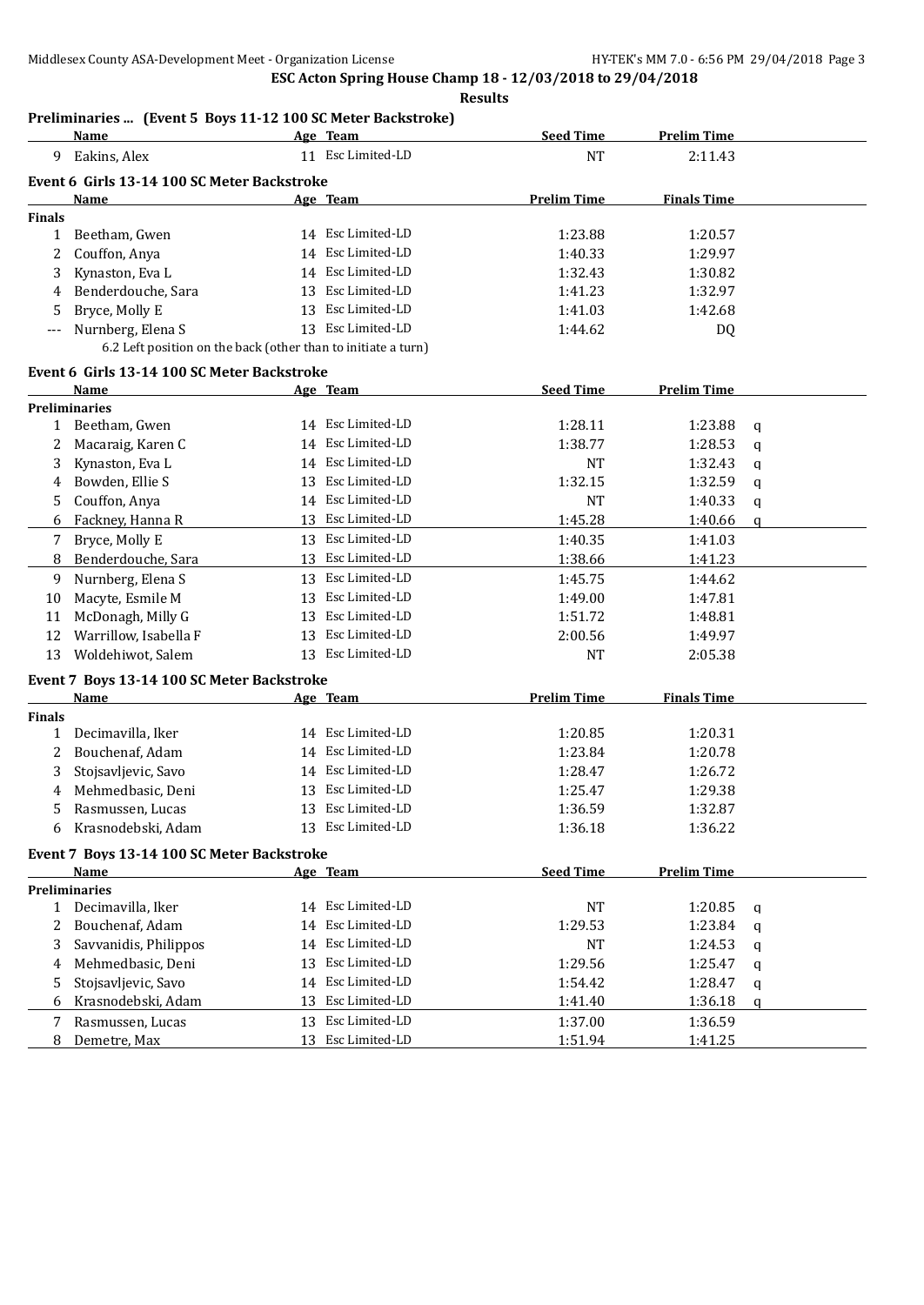**ESC Acton Spring House Champ 18 - 12/03/2018 to 29/04/2018**

**Results**

### Preliminaries ... (Event 5 Boys 11-12 100 SC Meter Backstroke)

| | Name | Age | Team | Seed Time | Prelim Time | |
|---|---|---|---|---|---|---|
| 9 | Eakins, Alex | 11 | Esc Limited-LD | NT | 2:11.43 | |

### Event 6 Girls 13-14 100 SC Meter Backstroke

| | Name | Age | Team | Prelim Time | Finals Time |
|---|---|---|---|---|---|
| **Finals** | | | | | |
| 1 | Beetham, Gwen | 14 | Esc Limited-LD | 1:23.88 | 1:20.57 |
| 2 | Couffon, Anya | 14 | Esc Limited-LD | 1:40.33 | 1:29.97 |
| 3 | Kynaston, Eva L | 14 | Esc Limited-LD | 1:32.43 | 1:30.82 |
| 4 | Benderdouche, Sara | 13 | Esc Limited-LD | 1:41.23 | 1:32.97 |
| 5 | Bryce, Molly E | 13 | Esc Limited-LD | 1:41.03 | 1:42.68 |
| --- | Nurnberg, Elena S | 13 | Esc Limited-LD | 1:44.62 | DQ |
| | 6.2 Left position on the back (other than to initiate a turn) | | | | |

### Event 6 Girls 13-14 100 SC Meter Backstroke

| | Name | Age | Team | Seed Time | Prelim Time | |
|---|---|---|---|---|---|---|
| **Preliminaries** | | | | | | |
| 1 | Beetham, Gwen | 14 | Esc Limited-LD | 1:28.11 | 1:23.88 | q |
| 2 | Macaraig, Karen C | 14 | Esc Limited-LD | 1:38.77 | 1:28.53 | q |
| 3 | Kynaston, Eva L | 14 | Esc Limited-LD | NT | 1:32.43 | q |
| 4 | Bowden, Ellie S | 13 | Esc Limited-LD | 1:32.15 | 1:32.59 | q |
| 5 | Couffon, Anya | 14 | Esc Limited-LD | NT | 1:40.33 | q |
| 6 | Fackney, Hanna R | 13 | Esc Limited-LD | 1:45.28 | 1:40.66 | q |
| 7 | Bryce, Molly E | 13 | Esc Limited-LD | 1:40.35 | 1:41.03 | |
| 8 | Benderdouche, Sara | 13 | Esc Limited-LD | 1:38.66 | 1:41.23 | |
| 9 | Nurnberg, Elena S | 13 | Esc Limited-LD | 1:45.75 | 1:44.62 | |
| 10 | Macyte, Esmile M | 13 | Esc Limited-LD | 1:49.00 | 1:47.81 | |
| 11 | McDonagh, Milly G | 13 | Esc Limited-LD | 1:51.72 | 1:48.81 | |
| 12 | Warrillow, Isabella F | 13 | Esc Limited-LD | 2:00.56 | 1:49.97 | |
| 13 | Woldehiwot, Salem | 13 | Esc Limited-LD | NT | 2:05.38 | |

### Event 7 Boys 13-14 100 SC Meter Backstroke

| | Name | Age | Team | Prelim Time | Finals Time |
|---|---|---|---|---|---|
| **Finals** | | | | | |
| 1 | Decimavilla, Iker | 14 | Esc Limited-LD | 1:20.85 | 1:20.31 |
| 2 | Bouchenaf, Adam | 14 | Esc Limited-LD | 1:23.84 | 1:20.78 |
| 3 | Stojsavljevic, Savo | 14 | Esc Limited-LD | 1:28.47 | 1:26.72 |
| 4 | Mehmedbasic, Deni | 13 | Esc Limited-LD | 1:25.47 | 1:29.38 |
| 5 | Rasmussen, Lucas | 13 | Esc Limited-LD | 1:36.59 | 1:32.87 |
| 6 | Krasnodebski, Adam | 13 | Esc Limited-LD | 1:36.18 | 1:36.22 |

### Event 7 Boys 13-14 100 SC Meter Backstroke

| | Name | Age | Team | Seed Time | Prelim Time | |
|---|---|---|---|---|---|---|
| **Preliminaries** | | | | | | |
| 1 | Decimavilla, Iker | 14 | Esc Limited-LD | NT | 1:20.85 | q |
| 2 | Bouchenaf, Adam | 14 | Esc Limited-LD | 1:29.53 | 1:23.84 | q |
| 3 | Savvanidis, Philippos | 14 | Esc Limited-LD | NT | 1:24.53 | q |
| 4 | Mehmedbasic, Deni | 13 | Esc Limited-LD | 1:29.56 | 1:25.47 | q |
| 5 | Stojsavljevic, Savo | 14 | Esc Limited-LD | 1:54.42 | 1:28.47 | q |
| 6 | Krasnodebski, Adam | 13 | Esc Limited-LD | 1:41.40 | 1:36.18 | q |
| 7 | Rasmussen, Lucas | 13 | Esc Limited-LD | 1:37.00 | 1:36.59 | |
| 8 | Demetre, Max | 13 | Esc Limited-LD | 1:51.94 | 1:41.25 | |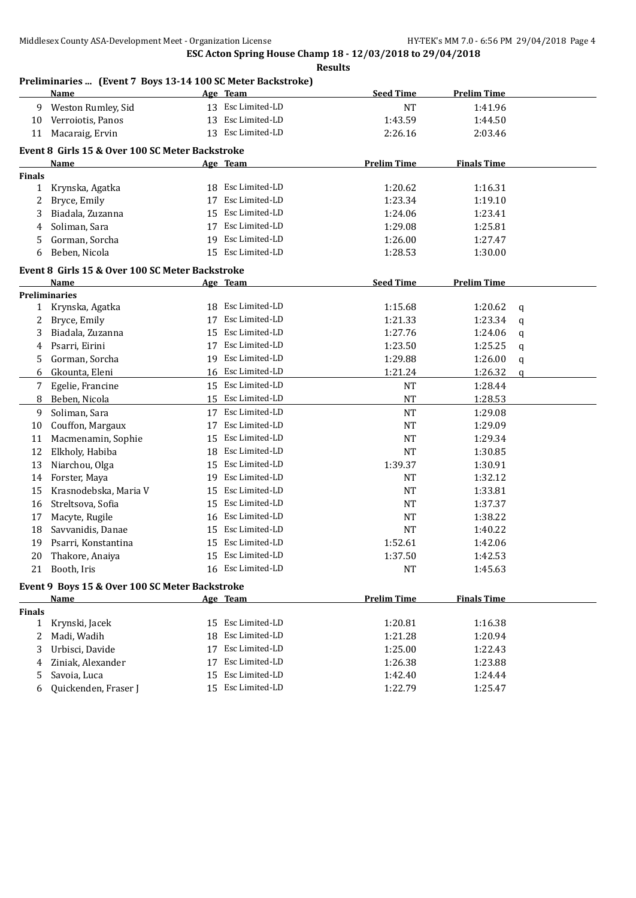**ESC Acton Spring House Champ 18 - 12/03/2018 to 29/04/2018**

**Results**

### Preliminaries ... (Event 7 Boys 13-14 100 SC Meter Backstroke)

| | Name | Age | Team | Seed Time | Prelim Time |
|---|---|---|---|---|---|
| 9 | Weston Rumley, Sid | 13 | Esc Limited-LD | NT | 1:41.96 |
| 10 | Verroiotis, Panos | 13 | Esc Limited-LD | 1:43.59 | 1:44.50 |
| 11 | Macaraig, Ervin | 13 | Esc Limited-LD | 2:26.16 | 2:03.46 |

### Event 8 Girls 15 & Over 100 SC Meter Backstroke

| | Name | Age | Team | Prelim Time | Finals Time |
|---|---|---|---|---|---|
| **Finals** | | | | | |
| 1 | Krynska, Agatka | 18 | Esc Limited-LD | 1:20.62 | 1:16.31 |
| 2 | Bryce, Emily | 17 | Esc Limited-LD | 1:23.34 | 1:19.10 |
| 3 | Biadala, Zuzanna | 15 | Esc Limited-LD | 1:24.06 | 1:23.41 |
| 4 | Soliman, Sara | 17 | Esc Limited-LD | 1:29.08 | 1:25.81 |
| 5 | Gorman, Sorcha | 19 | Esc Limited-LD | 1:26.00 | 1:27.47 |
| 6 | Beben, Nicola | 15 | Esc Limited-LD | 1:28.53 | 1:30.00 |

### Event 8 Girls 15 & Over 100 SC Meter Backstroke

| | Name | Age | Team | Seed Time | Prelim Time | |
|---|---|---|---|---|---|---|
| **Preliminaries** | | | | | | |
| 1 | Krynska, Agatka | 18 | Esc Limited-LD | 1:15.68 | 1:20.62 | q |
| 2 | Bryce, Emily | 17 | Esc Limited-LD | 1:21.33 | 1:23.34 | q |
| 3 | Biadala, Zuzanna | 15 | Esc Limited-LD | 1:27.76 | 1:24.06 | q |
| 4 | Psarri, Eirini | 17 | Esc Limited-LD | 1:23.50 | 1:25.25 | q |
| 5 | Gorman, Sorcha | 19 | Esc Limited-LD | 1:29.88 | 1:26.00 | q |
| 6 | Gkounta, Eleni | 16 | Esc Limited-LD | 1:21.24 | 1:26.32 | q |
| 7 | Egelie, Francine | 15 | Esc Limited-LD | NT | 1:28.44 | |
| 8 | Beben, Nicola | 15 | Esc Limited-LD | NT | 1:28.53 | |
| 9 | Soliman, Sara | 17 | Esc Limited-LD | NT | 1:29.08 | |
| 10 | Couffon, Margaux | 17 | Esc Limited-LD | NT | 1:29.09 | |
| 11 | Macmenamin, Sophie | 15 | Esc Limited-LD | NT | 1:29.34 | |
| 12 | Elkholy, Habiba | 18 | Esc Limited-LD | NT | 1:30.85 | |
| 13 | Niarchou, Olga | 15 | Esc Limited-LD | 1:39.37 | 1:30.91 | |
| 14 | Forster, Maya | 19 | Esc Limited-LD | NT | 1:32.12 | |
| 15 | Krasnodebska, Maria V | 15 | Esc Limited-LD | NT | 1:33.81 | |
| 16 | Streltsova, Sofia | 15 | Esc Limited-LD | NT | 1:37.37 | |
| 17 | Macyte, Rugile | 16 | Esc Limited-LD | NT | 1:38.22 | |
| 18 | Savvanidis, Danae | 15 | Esc Limited-LD | NT | 1:40.22 | |
| 19 | Psarri, Konstantina | 15 | Esc Limited-LD | 1:52.61 | 1:42.06 | |
| 20 | Thakore, Anaiya | 15 | Esc Limited-LD | 1:37.50 | 1:42.53 | |
| 21 | Booth, Iris | 16 | Esc Limited-LD | NT | 1:45.63 | |

### Event 9 Boys 15 & Over 100 SC Meter Backstroke

| | Name | Age | Team | Prelim Time | Finals Time |
|---|---|---|---|---|---|
| **Finals** | | | | | |
| 1 | Krynski, Jacek | 15 | Esc Limited-LD | 1:20.81 | 1:16.38 |
| 2 | Madi, Wadih | 18 | Esc Limited-LD | 1:21.28 | 1:20.94 |
| 3 | Urbisci, Davide | 17 | Esc Limited-LD | 1:25.00 | 1:22.43 |
| 4 | Ziniak, Alexander | 17 | Esc Limited-LD | 1:26.38 | 1:23.88 |
| 5 | Savoia, Luca | 15 | Esc Limited-LD | 1:42.40 | 1:24.44 |
| 6 | Quickenden, Fraser J | 15 | Esc Limited-LD | 1:22.79 | 1:25.47 |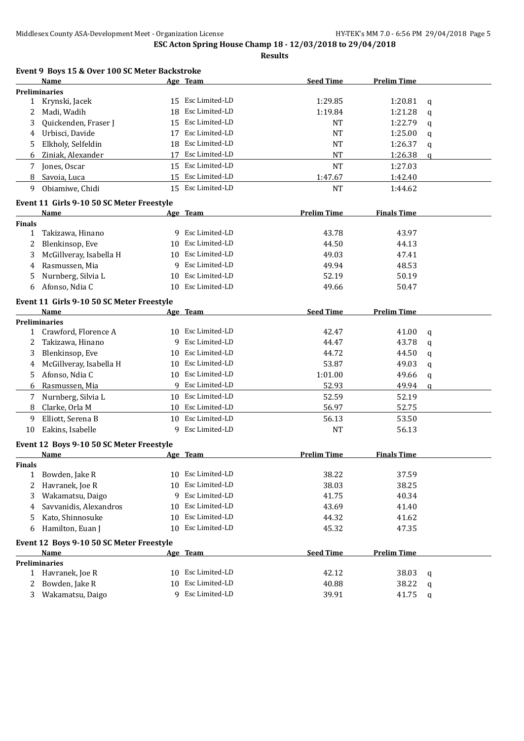**ESC Acton Spring House Champ 18 - 12/03/2018 to 29/04/2018**

**Results**

### Event 9 Boys 15 & Over 100 SC Meter Backstroke

| | Name | Age | Team | Seed Time | Prelim Time | |
|---|---|---|---|---|---|---|
| **Preliminaries** | | | | | | |
| 1 | Krynski, Jacek | 15 | Esc Limited-LD | 1:29.85 | 1:20.81 | q |
| 2 | Madi, Wadih | 18 | Esc Limited-LD | 1:19.84 | 1:21.28 | q |
| 3 | Quickenden, Fraser J | 15 | Esc Limited-LD | NT | 1:22.79 | q |
| 4 | Urbisci, Davide | 17 | Esc Limited-LD | NT | 1:25.00 | q |
| 5 | Elkholy, Selfeldin | 18 | Esc Limited-LD | NT | 1:26.37 | q |
| 6 | Ziniak, Alexander | 17 | Esc Limited-LD | NT | 1:26.38 | q |
| 7 | Jones, Oscar | 15 | Esc Limited-LD | NT | 1:27.03 | |
| 8 | Savoia, Luca | 15 | Esc Limited-LD | 1:47.67 | 1:42.40 | |
| 9 | Obiamiwe, Chidi | 15 | Esc Limited-LD | NT | 1:44.62 | |

### Event 11 Girls 9-10 50 SC Meter Freestyle

| | Name | Age | Team | Prelim Time | Finals Time |
|---|---|---|---|---|---|
| **Finals** | | | | | |
| 1 | Takizawa, Hinano | 9 | Esc Limited-LD | 43.78 | 43.97 |
| 2 | Blenkinsop, Eve | 10 | Esc Limited-LD | 44.50 | 44.13 |
| 3 | McGillveray, Isabella H | 10 | Esc Limited-LD | 49.03 | 47.41 |
| 4 | Rasmussen, Mia | 9 | Esc Limited-LD | 49.94 | 48.53 |
| 5 | Nurnberg, Silvia L | 10 | Esc Limited-LD | 52.19 | 50.19 |
| 6 | Afonso, Ndia C | 10 | Esc Limited-LD | 49.66 | 50.47 |

### Event 11 Girls 9-10 50 SC Meter Freestyle

| | Name | Age | Team | Seed Time | Prelim Time | |
|---|---|---|---|---|---|---|
| **Preliminaries** | | | | | | |
| 1 | Crawford, Florence A | 10 | Esc Limited-LD | 42.47 | 41.00 | q |
| 2 | Takizawa, Hinano | 9 | Esc Limited-LD | 44.47 | 43.78 | q |
| 3 | Blenkinsop, Eve | 10 | Esc Limited-LD | 44.72 | 44.50 | q |
| 4 | McGillveray, Isabella H | 10 | Esc Limited-LD | 53.87 | 49.03 | q |
| 5 | Afonso, Ndia C | 10 | Esc Limited-LD | 1:01.00 | 49.66 | q |
| 6 | Rasmussen, Mia | 9 | Esc Limited-LD | 52.93 | 49.94 | q |
| 7 | Nurnberg, Silvia L | 10 | Esc Limited-LD | 52.59 | 52.19 | |
| 8 | Clarke, Orla M | 10 | Esc Limited-LD | 56.97 | 52.75 | |
| 9 | Elliott, Serena B | 10 | Esc Limited-LD | 56.13 | 53.50 | |
| 10 | Eakins, Isabelle | 9 | Esc Limited-LD | NT | 56.13 | |

### Event 12 Boys 9-10 50 SC Meter Freestyle

| | Name | Age | Team | Prelim Time | Finals Time |
|---|---|---|---|---|---|
| **Finals** | | | | | |
| 1 | Bowden, Jake R | 10 | Esc Limited-LD | 38.22 | 37.59 |
| 2 | Havranek, Joe R | 10 | Esc Limited-LD | 38.03 | 38.25 |
| 3 | Wakamatsu, Daigo | 9 | Esc Limited-LD | 41.75 | 40.34 |
| 4 | Savvanidis, Alexandros | 10 | Esc Limited-LD | 43.69 | 41.40 |
| 5 | Kato, Shinnosuke | 10 | Esc Limited-LD | 44.32 | 41.62 |
| 6 | Hamilton, Euan J | 10 | Esc Limited-LD | 45.32 | 47.35 |

### Event 12 Boys 9-10 50 SC Meter Freestyle

| | Name | Age | Team | Seed Time | Prelim Time | |
|---|---|---|---|---|---|---|
| **Preliminaries** | | | | | | |
| 1 | Havranek, Joe R | 10 | Esc Limited-LD | 42.12 | 38.03 | q |
| 2 | Bowden, Jake R | 10 | Esc Limited-LD | 40.88 | 38.22 | q |
| 3 | Wakamatsu, Daigo | 9 | Esc Limited-LD | 39.91 | 41.75 | q |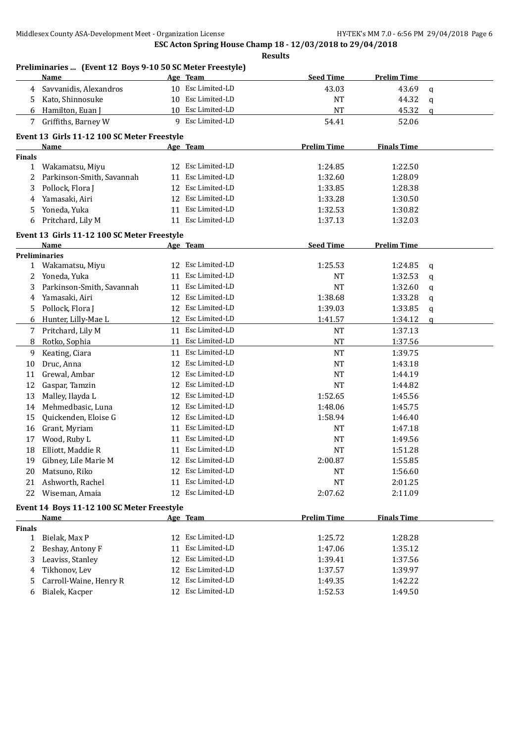ESC Acton Spring House Champ 18 - 12/03/2018 to 29/04/2018

**Results**

### Preliminaries ... (Event 12 Boys 9-10 50 SC Meter Freestyle)

| | Name | Age | Team | Seed Time | Prelim Time | |
|---|---|---|---|---|---|---|
| 4 | Savvanidis, Alexandros | 10 | Esc Limited-LD | 43.03 | 43.69 | q |
| 5 | Kato, Shinnosuke | 10 | Esc Limited-LD | NT | 44.32 | q |
| 6 | Hamilton, Euan J | 10 | Esc Limited-LD | NT | 45.32 | q |
| 7 | Griffiths, Barney W | 9 | Esc Limited-LD | 54.41 | 52.06 | |

### Event 13 Girls 11-12 100 SC Meter Freestyle

| | Name | Age | Team | Prelim Time | Finals Time |
|---|---|---|---|---|---|
| **Finals** | | | | | |
| 1 | Wakamatsu, Miyu | 12 | Esc Limited-LD | 1:24.85 | 1:22.50 |
| 2 | Parkinson-Smith, Savannah | 11 | Esc Limited-LD | 1:32.60 | 1:28.09 |
| 3 | Pollock, Flora J | 12 | Esc Limited-LD | 1:33.85 | 1:28.38 |
| 4 | Yamasaki, Airi | 12 | Esc Limited-LD | 1:33.28 | 1:30.50 |
| 5 | Yoneda, Yuka | 11 | Esc Limited-LD | 1:32.53 | 1:30.82 |
| 6 | Pritchard, Lily M | 11 | Esc Limited-LD | 1:37.13 | 1:32.03 |

### Event 13 Girls 11-12 100 SC Meter Freestyle

| | Name | Age | Team | Seed Time | Prelim Time | |
|---|---|---|---|---|---|---|
| **Preliminaries** | | | | | | |
| 1 | Wakamatsu, Miyu | 12 | Esc Limited-LD | 1:25.53 | 1:24.85 | q |
| 2 | Yoneda, Yuka | 11 | Esc Limited-LD | NT | 1:32.53 | q |
| 3 | Parkinson-Smith, Savannah | 11 | Esc Limited-LD | NT | 1:32.60 | q |
| 4 | Yamasaki, Airi | 12 | Esc Limited-LD | 1:38.68 | 1:33.28 | q |
| 5 | Pollock, Flora J | 12 | Esc Limited-LD | 1:39.03 | 1:33.85 | q |
| 6 | Hunter, Lilly-Mae L | 12 | Esc Limited-LD | 1:41.57 | 1:34.12 | q |
| 7 | Pritchard, Lily M | 11 | Esc Limited-LD | NT | 1:37.13 | |
| 8 | Rotko, Sophia | 11 | Esc Limited-LD | NT | 1:37.56 | |
| 9 | Keating, Ciara | 11 | Esc Limited-LD | NT | 1:39.75 | |
| 10 | Druc, Anna | 12 | Esc Limited-LD | NT | 1:43.18 | |
| 11 | Grewal, Ambar | 12 | Esc Limited-LD | NT | 1:44.19 | |
| 12 | Gaspar, Tamzin | 12 | Esc Limited-LD | NT | 1:44.82 | |
| 13 | Malley, Ilayda L | 12 | Esc Limited-LD | 1:52.65 | 1:45.56 | |
| 14 | Mehmedbasic, Luna | 12 | Esc Limited-LD | 1:48.06 | 1:45.75 | |
| 15 | Quickenden, Eloise G | 12 | Esc Limited-LD | 1:58.94 | 1:46.40 | |
| 16 | Grant, Myriam | 11 | Esc Limited-LD | NT | 1:47.18 | |
| 17 | Wood, Ruby L | 11 | Esc Limited-LD | NT | 1:49.56 | |
| 18 | Elliott, Maddie R | 11 | Esc Limited-LD | NT | 1:51.28 | |
| 19 | Gibney, Lile Marie M | 12 | Esc Limited-LD | 2:00.87 | 1:55.85 | |
| 20 | Matsuno, Riko | 12 | Esc Limited-LD | NT | 1:56.60 | |
| 21 | Ashworth, Rachel | 11 | Esc Limited-LD | NT | 2:01.25 | |
| 22 | Wiseman, Amaia | 12 | Esc Limited-LD | 2:07.62 | 2:11.09 | |

### Event 14 Boys 11-12 100 SC Meter Freestyle

| | Name | Age | Team | Prelim Time | Finals Time |
|---|---|---|---|---|---|
| **Finals** | | | | | |
| 1 | Bielak, Max P | 12 | Esc Limited-LD | 1:25.72 | 1:28.28 |
| 2 | Beshay, Antony F | 11 | Esc Limited-LD | 1:47.06 | 1:35.12 |
| 3 | Leaviss, Stanley | 12 | Esc Limited-LD | 1:39.41 | 1:37.56 |
| 4 | Tikhonov, Lev | 12 | Esc Limited-LD | 1:37.57 | 1:39.97 |
| 5 | Carroll-Waine, Henry R | 12 | Esc Limited-LD | 1:49.35 | 1:42.22 |
| 6 | Bialek, Kacper | 12 | Esc Limited-LD | 1:52.53 | 1:49.50 |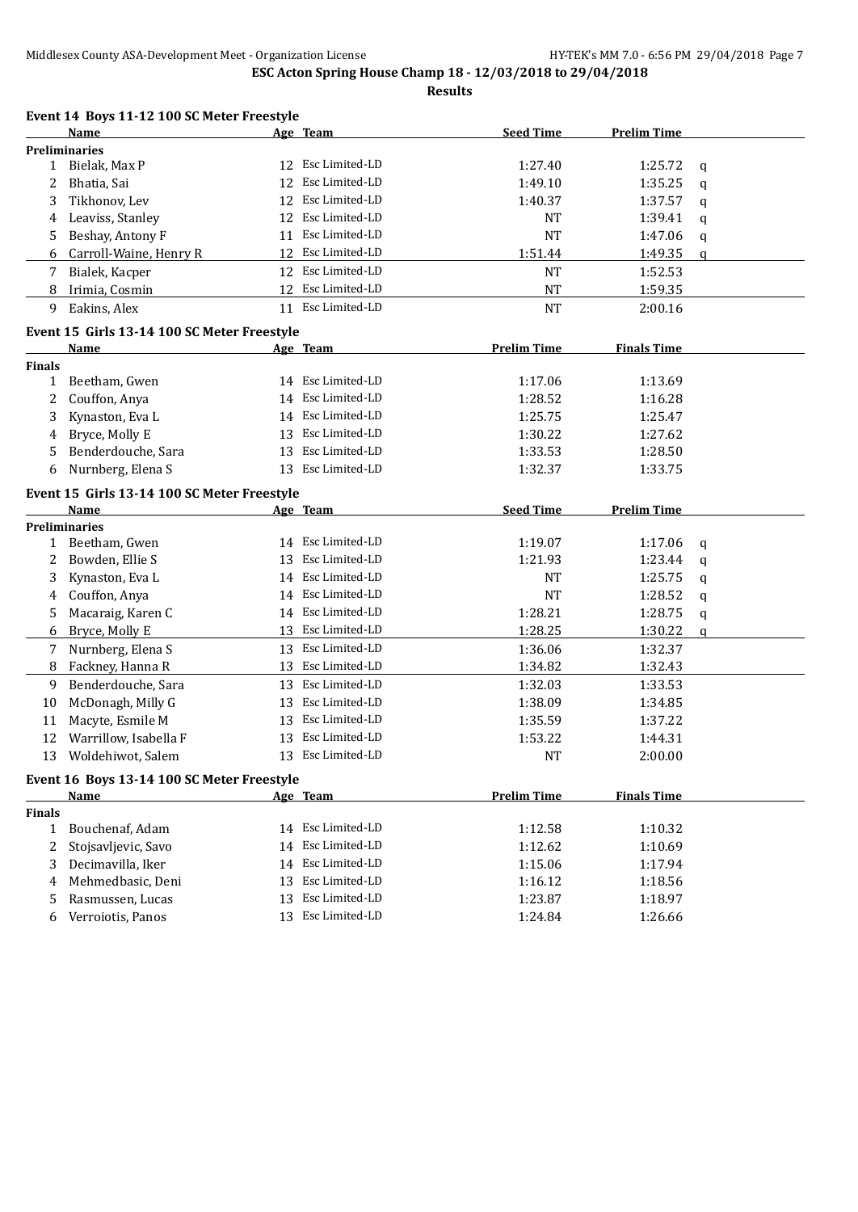**ESC Acton Spring House Champ 18 - 12/03/2018 to 29/04/2018**

**Results**

### Event 14 Boys 11-12 100 SC Meter Freestyle

| | Name | Age | Team | Seed Time | Prelim Time | |
|---|---|---|---|---|---|---|
| **Preliminaries** | | | | | | |
| 1 | Bielak, Max P | 12 | Esc Limited-LD | 1:27.40 | 1:25.72 | q |
| 2 | Bhatia, Sai | 12 | Esc Limited-LD | 1:49.10 | 1:35.25 | q |
| 3 | Tikhonov, Lev | 12 | Esc Limited-LD | 1:40.37 | 1:37.57 | q |
| 4 | Leaviss, Stanley | 12 | Esc Limited-LD | NT | 1:39.41 | q |
| 5 | Beshay, Antony F | 11 | Esc Limited-LD | NT | 1:47.06 | q |
| 6 | Carroll-Waine, Henry R | 12 | Esc Limited-LD | 1:51.44 | 1:49.35 | q |
| 7 | Bialek, Kacper | 12 | Esc Limited-LD | NT | 1:52.53 | |
| 8 | Irimia, Cosmin | 12 | Esc Limited-LD | NT | 1:59.35 | |
| 9 | Eakins, Alex | 11 | Esc Limited-LD | NT | 2:00.16 | |

### Event 15 Girls 13-14 100 SC Meter Freestyle

| | Name | Age | Team | Prelim Time | Finals Time |
|---|---|---|---|---|---|
| **Finals** | | | | | |
| 1 | Beetham, Gwen | 14 | Esc Limited-LD | 1:17.06 | 1:13.69 |
| 2 | Couffon, Anya | 14 | Esc Limited-LD | 1:28.52 | 1:16.28 |
| 3 | Kynaston, Eva L | 14 | Esc Limited-LD | 1:25.75 | 1:25.47 |
| 4 | Bryce, Molly E | 13 | Esc Limited-LD | 1:30.22 | 1:27.62 |
| 5 | Benderdouche, Sara | 13 | Esc Limited-LD | 1:33.53 | 1:28.50 |
| 6 | Nurnberg, Elena S | 13 | Esc Limited-LD | 1:32.37 | 1:33.75 |

### Event 15 Girls 13-14 100 SC Meter Freestyle

| | Name | Age | Team | Seed Time | Prelim Time | |
|---|---|---|---|---|---|---|
| **Preliminaries** | | | | | | |
| 1 | Beetham, Gwen | 14 | Esc Limited-LD | 1:19.07 | 1:17.06 | q |
| 2 | Bowden, Ellie S | 13 | Esc Limited-LD | 1:21.93 | 1:23.44 | q |
| 3 | Kynaston, Eva L | 14 | Esc Limited-LD | NT | 1:25.75 | q |
| 4 | Couffon, Anya | 14 | Esc Limited-LD | NT | 1:28.52 | q |
| 5 | Macaraig, Karen C | 14 | Esc Limited-LD | 1:28.21 | 1:28.75 | q |
| 6 | Bryce, Molly E | 13 | Esc Limited-LD | 1:28.25 | 1:30.22 | q |
| 7 | Nurnberg, Elena S | 13 | Esc Limited-LD | 1:36.06 | 1:32.37 | |
| 8 | Fackney, Hanna R | 13 | Esc Limited-LD | 1:34.82 | 1:32.43 | |
| 9 | Benderdouche, Sara | 13 | Esc Limited-LD | 1:32.03 | 1:33.53 | |
| 10 | McDonagh, Milly G | 13 | Esc Limited-LD | 1:38.09 | 1:34.85 | |
| 11 | Macyte, Esmile M | 13 | Esc Limited-LD | 1:35.59 | 1:37.22 | |
| 12 | Warrillow, Isabella F | 13 | Esc Limited-LD | 1:53.22 | 1:44.31 | |
| 13 | Woldehiwot, Salem | 13 | Esc Limited-LD | NT | 2:00.00 | |

### Event 16 Boys 13-14 100 SC Meter Freestyle

| | Name | Age | Team | Prelim Time | Finals Time |
|---|---|---|---|---|---|
| **Finals** | | | | | |
| 1 | Bouchenaf, Adam | 14 | Esc Limited-LD | 1:12.58 | 1:10.32 |
| 2 | Stojsavljevic, Savo | 14 | Esc Limited-LD | 1:12.62 | 1:10.69 |
| 3 | Decimavilla, Iker | 14 | Esc Limited-LD | 1:15.06 | 1:17.94 |
| 4 | Mehmedbasic, Deni | 13 | Esc Limited-LD | 1:16.12 | 1:18.56 |
| 5 | Rasmussen, Lucas | 13 | Esc Limited-LD | 1:23.87 | 1:18.97 |
| 6 | Verroiotis, Panos | 13 | Esc Limited-LD | 1:24.84 | 1:26.66 |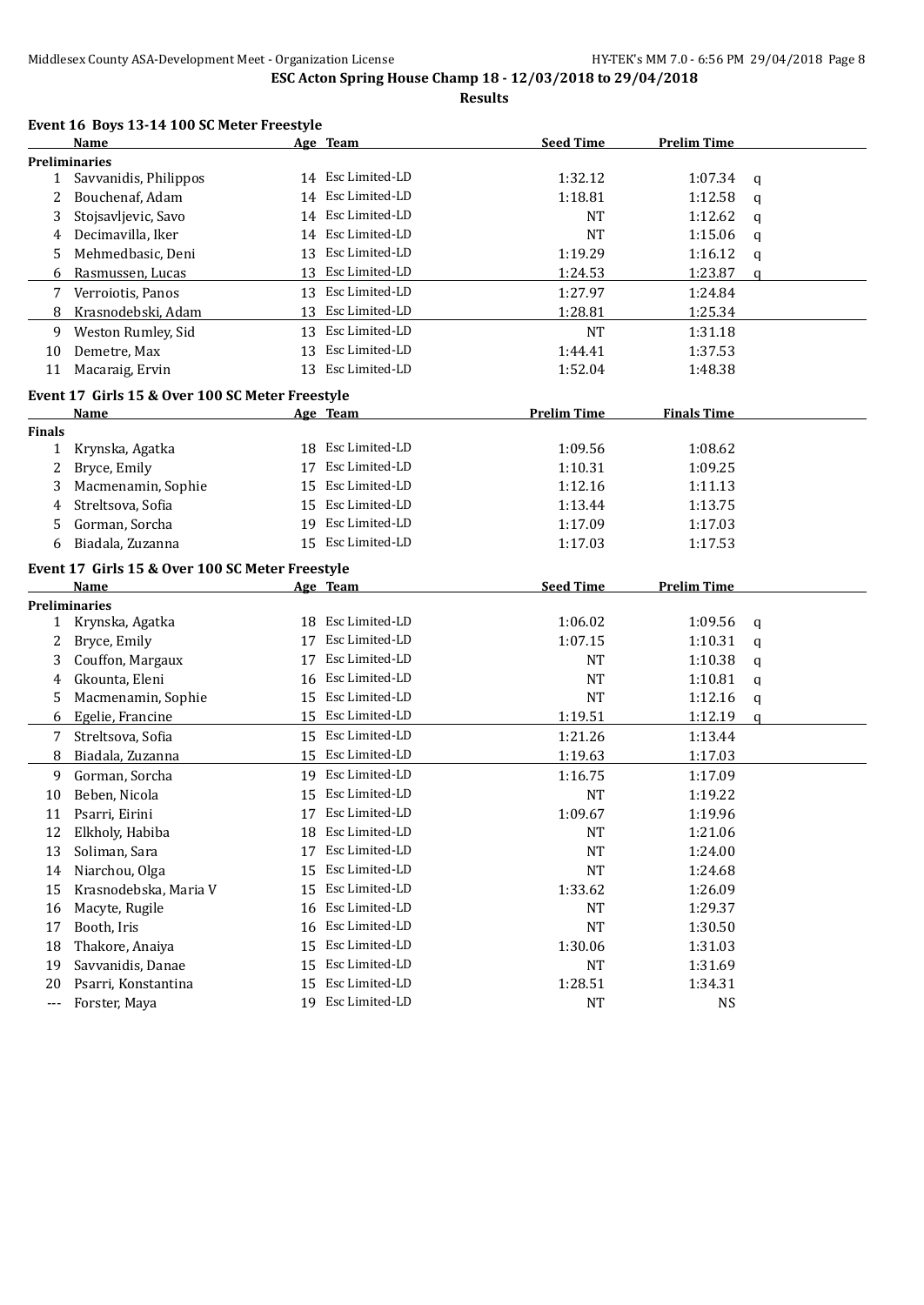**ESC Acton Spring House Champ 18 - 12/03/2018 to 29/04/2018**

**Results**

### Event 16 Boys 13-14 100 SC Meter Freestyle

| | Name | Age | Team | Seed Time | Prelim Time | |
|---|---|---|---|---|---|---|
| **Preliminaries** | | | | | | |
| 1 | Savvanidis, Philippos | 14 | Esc Limited-LD | 1:32.12 | 1:07.34 | q |
| 2 | Bouchenaf, Adam | 14 | Esc Limited-LD | 1:18.81 | 1:12.58 | q |
| 3 | Stojsavljevic, Savo | 14 | Esc Limited-LD | NT | 1:12.62 | q |
| 4 | Decimavilla, Iker | 14 | Esc Limited-LD | NT | 1:15.06 | q |
| 5 | Mehmedbasic, Deni | 13 | Esc Limited-LD | 1:19.29 | 1:16.12 | q |
| 6 | Rasmussen, Lucas | 13 | Esc Limited-LD | 1:24.53 | 1:23.87 | q |
| 7 | Verroiotis, Panos | 13 | Esc Limited-LD | 1:27.97 | 1:24.84 | |
| 8 | Krasnodebski, Adam | 13 | Esc Limited-LD | 1:28.81 | 1:25.34 | |
| 9 | Weston Rumley, Sid | 13 | Esc Limited-LD | NT | 1:31.18 | |
| 10 | Demetre, Max | 13 | Esc Limited-LD | 1:44.41 | 1:37.53 | |
| 11 | Macaraig, Ervin | 13 | Esc Limited-LD | 1:52.04 | 1:48.38 | |

### Event 17 Girls 15 & Over 100 SC Meter Freestyle

| | Name | Age | Team | Prelim Time | Finals Time |
|---|---|---|---|---|---|
| **Finals** | | | | | |
| 1 | Krynska, Agatka | 18 | Esc Limited-LD | 1:09.56 | 1:08.62 |
| 2 | Bryce, Emily | 17 | Esc Limited-LD | 1:10.31 | 1:09.25 |
| 3 | Macmenamin, Sophie | 15 | Esc Limited-LD | 1:12.16 | 1:11.13 |
| 4 | Streltsova, Sofia | 15 | Esc Limited-LD | 1:13.44 | 1:13.75 |
| 5 | Gorman, Sorcha | 19 | Esc Limited-LD | 1:17.09 | 1:17.03 |
| 6 | Biadala, Zuzanna | 15 | Esc Limited-LD | 1:17.03 | 1:17.53 |

### Event 17 Girls 15 & Over 100 SC Meter Freestyle

| | Name | Age | Team | Seed Time | Prelim Time | |
|---|---|---|---|---|---|---|
| **Preliminaries** | | | | | | |
| 1 | Krynska, Agatka | 18 | Esc Limited-LD | 1:06.02 | 1:09.56 | q |
| 2 | Bryce, Emily | 17 | Esc Limited-LD | 1:07.15 | 1:10.31 | q |
| 3 | Couffon, Margaux | 17 | Esc Limited-LD | NT | 1:10.38 | q |
| 4 | Gkounta, Eleni | 16 | Esc Limited-LD | NT | 1:10.81 | q |
| 5 | Macmenamin, Sophie | 15 | Esc Limited-LD | NT | 1:12.16 | q |
| 6 | Egelie, Francine | 15 | Esc Limited-LD | 1:19.51 | 1:12.19 | q |
| 7 | Streltsova, Sofia | 15 | Esc Limited-LD | 1:21.26 | 1:13.44 | |
| 8 | Biadala, Zuzanna | 15 | Esc Limited-LD | 1:19.63 | 1:17.03 | |
| 9 | Gorman, Sorcha | 19 | Esc Limited-LD | 1:16.75 | 1:17.09 | |
| 10 | Beben, Nicola | 15 | Esc Limited-LD | NT | 1:19.22 | |
| 11 | Psarri, Eirini | 17 | Esc Limited-LD | 1:09.67 | 1:19.96 | |
| 12 | Elkholy, Habiba | 18 | Esc Limited-LD | NT | 1:21.06 | |
| 13 | Soliman, Sara | 17 | Esc Limited-LD | NT | 1:24.00 | |
| 14 | Niarchou, Olga | 15 | Esc Limited-LD | NT | 1:24.68 | |
| 15 | Krasnodebska, Maria V | 15 | Esc Limited-LD | 1:33.62 | 1:26.09 | |
| 16 | Macyte, Rugile | 16 | Esc Limited-LD | NT | 1:29.37 | |
| 17 | Booth, Iris | 16 | Esc Limited-LD | NT | 1:30.50 | |
| 18 | Thakore, Anaiya | 15 | Esc Limited-LD | 1:30.06 | 1:31.03 | |
| 19 | Savvanidis, Danae | 15 | Esc Limited-LD | NT | 1:31.69 | |
| 20 | Psarri, Konstantina | 15 | Esc Limited-LD | 1:28.51 | 1:34.31 | |
| --- | Forster, Maya | 19 | Esc Limited-LD | NT | NS | |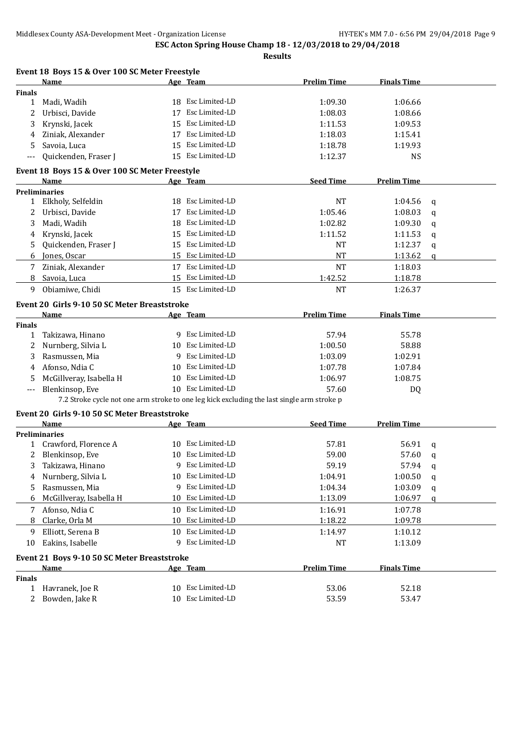**ESC Acton Spring House Champ 18 - 12/03/2018 to 29/04/2018**

**Results**

### Event 18 Boys 15 & Over 100 SC Meter Freestyle

| | Name | Age | Team | Prelim Time | Finals Time | |
|---|---|---|---|---|---|---|
| **Finals** | | | | | | |
| 1 | Madi, Wadih | 18 | Esc Limited-LD | 1:09.30 | 1:06.66 | |
| 2 | Urbisci, Davide | 17 | Esc Limited-LD | 1:08.03 | 1:08.66 | |
| 3 | Krynski, Jacek | 15 | Esc Limited-LD | 1:11.53 | 1:09.53 | |
| 4 | Ziniak, Alexander | 17 | Esc Limited-LD | 1:18.03 | 1:15.41 | |
| 5 | Savoia, Luca | 15 | Esc Limited-LD | 1:18.78 | 1:19.93 | |
| --- | Quickenden, Fraser J | 15 | Esc Limited-LD | 1:12.37 | NS | |

### Event 18 Boys 15 & Over 100 SC Meter Freestyle

| | Name | Age | Team | Seed Time | Prelim Time | |
|---|---|---|---|---|---|---|
| **Preliminaries** | | | | | | |
| 1 | Elkholy, Selfeldin | 18 | Esc Limited-LD | NT | 1:04.56 | q |
| 2 | Urbisci, Davide | 17 | Esc Limited-LD | 1:05.46 | 1:08.03 | q |
| 3 | Madi, Wadih | 18 | Esc Limited-LD | 1:02.82 | 1:09.30 | q |
| 4 | Krynski, Jacek | 15 | Esc Limited-LD | 1:11.52 | 1:11.53 | q |
| 5 | Quickenden, Fraser J | 15 | Esc Limited-LD | NT | 1:12.37 | q |
| 6 | Jones, Oscar | 15 | Esc Limited-LD | NT | 1:13.62 | q |
| 7 | Ziniak, Alexander | 17 | Esc Limited-LD | NT | 1:18.03 | |
| 8 | Savoia, Luca | 15 | Esc Limited-LD | 1:42.52 | 1:18.78 | |
| 9 | Obiamiwe, Chidi | 15 | Esc Limited-LD | NT | 1:26.37 | |

### Event 20 Girls 9-10 50 SC Meter Breaststroke

| | Name | Age | Team | Prelim Time | Finals Time |
|---|---|---|---|---|---|
| **Finals** | | | | | |
| 1 | Takizawa, Hinano | 9 | Esc Limited-LD | 57.94 | 55.78 |
| 2 | Nurnberg, Silvia L | 10 | Esc Limited-LD | 1:00.50 | 58.88 |
| 3 | Rasmussen, Mia | 9 | Esc Limited-LD | 1:03.09 | 1:02.91 |
| 4 | Afonso, Ndia C | 10 | Esc Limited-LD | 1:07.78 | 1:07.84 |
| 5 | McGillveray, Isabella H | 10 | Esc Limited-LD | 1:06.97 | 1:08.75 |
| --- | Blenkinsop, Eve | 10 | Esc Limited-LD | 57.60 | DQ |

7.2 Stroke cycle not one arm stroke to one leg kick excluding the last single arm stroke p

### Event 20 Girls 9-10 50 SC Meter Breaststroke

| | Name | Age | Team | Seed Time | Prelim Time | |
|---|---|---|---|---|---|---|
| **Preliminaries** | | | | | | |
| 1 | Crawford, Florence A | 10 | Esc Limited-LD | 57.81 | 56.91 | q |
| 2 | Blenkinsop, Eve | 10 | Esc Limited-LD | 59.00 | 57.60 | q |
| 3 | Takizawa, Hinano | 9 | Esc Limited-LD | 59.19 | 57.94 | q |
| 4 | Nurnberg, Silvia L | 10 | Esc Limited-LD | 1:04.91 | 1:00.50 | q |
| 5 | Rasmussen, Mia | 9 | Esc Limited-LD | 1:04.34 | 1:03.09 | q |
| 6 | McGillveray, Isabella H | 10 | Esc Limited-LD | 1:13.09 | 1:06.97 | q |
| 7 | Afonso, Ndia C | 10 | Esc Limited-LD | 1:16.91 | 1:07.78 | |
| 8 | Clarke, Orla M | 10 | Esc Limited-LD | 1:18.22 | 1:09.78 | |
| 9 | Elliott, Serena B | 10 | Esc Limited-LD | 1:14.97 | 1:10.12 | |
| 10 | Eakins, Isabelle | 9 | Esc Limited-LD | NT | 1:13.09 | |

### Event 21 Boys 9-10 50 SC Meter Breaststroke

| | Name | Age | Team | Prelim Time | Finals Time |
|---|---|---|---|---|---|
| **Finals** | | | | | |
| 1 | Havranek, Joe R | 10 | Esc Limited-LD | 53.06 | 52.18 |
| 2 | Bowden, Jake R | 10 | Esc Limited-LD | 53.59 | 53.47 |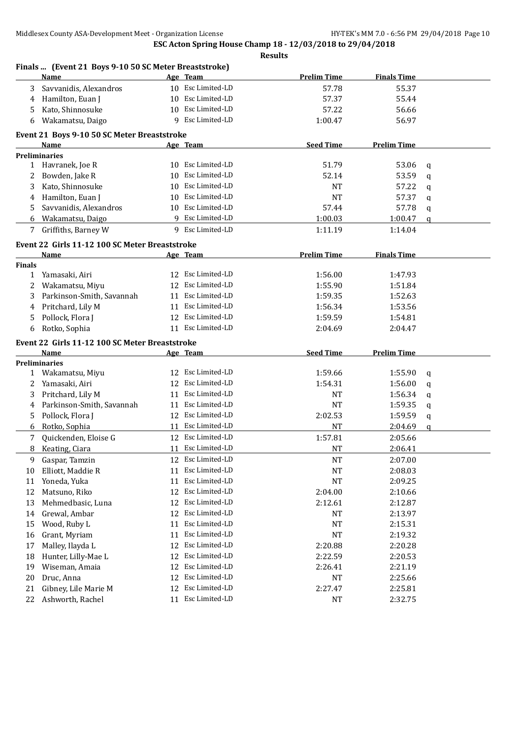**ESC Acton Spring House Champ 18 - 12/03/2018 to 29/04/2018**

**Results**

### Finals ... (Event 21 Boys 9-10 50 SC Meter Breaststroke)

| | Name | Age | Team | Prelim Time | Finals Time | |
|---|---|---|---|---|---|---|
| 3 | Savvanidis, Alexandros | 10 | Esc Limited-LD | 57.78 | 55.37 | |
| 4 | Hamilton, Euan J | 10 | Esc Limited-LD | 57.37 | 55.44 | |
| 5 | Kato, Shinnosuke | 10 | Esc Limited-LD | 57.22 | 56.66 | |
| 6 | Wakamatsu, Daigo | 9 | Esc Limited-LD | 1:00.47 | 56.97 | |

### Event 21 Boys 9-10 50 SC Meter Breaststroke

| | Name | Age | Team | Seed Time | Prelim Time | |
|---|---|---|---|---|---|---|
| **Preliminaries** | | | | | | |
| 1 | Havranek, Joe R | 10 | Esc Limited-LD | 51.79 | 53.06 | q |
| 2 | Bowden, Jake R | 10 | Esc Limited-LD | 52.14 | 53.59 | q |
| 3 | Kato, Shinnosuke | 10 | Esc Limited-LD | NT | 57.22 | q |
| 4 | Hamilton, Euan J | 10 | Esc Limited-LD | NT | 57.37 | q |
| 5 | Savvanidis, Alexandros | 10 | Esc Limited-LD | 57.44 | 57.78 | q |
| 6 | Wakamatsu, Daigo | 9 | Esc Limited-LD | 1:00.03 | 1:00.47 | q |
| 7 | Griffiths, Barney W | 9 | Esc Limited-LD | 1:11.19 | 1:14.04 | |

### Event 22 Girls 11-12 100 SC Meter Breaststroke

| | Name | Age | Team | Prelim Time | Finals Time |
|---|---|---|---|---|---|
| **Finals** | | | | | |
| 1 | Yamasaki, Airi | 12 | Esc Limited-LD | 1:56.00 | 1:47.93 |
| 2 | Wakamatsu, Miyu | 12 | Esc Limited-LD | 1:55.90 | 1:51.84 |
| 3 | Parkinson-Smith, Savannah | 11 | Esc Limited-LD | 1:59.35 | 1:52.63 |
| 4 | Pritchard, Lily M | 11 | Esc Limited-LD | 1:56.34 | 1:53.56 |
| 5 | Pollock, Flora J | 12 | Esc Limited-LD | 1:59.59 | 1:54.81 |
| 6 | Rotko, Sophia | 11 | Esc Limited-LD | 2:04.69 | 2:04.47 |

### Event 22 Girls 11-12 100 SC Meter Breaststroke

| | Name | Age | Team | Seed Time | Prelim Time | |
|---|---|---|---|---|---|---|
| **Preliminaries** | | | | | | |
| 1 | Wakamatsu, Miyu | 12 | Esc Limited-LD | 1:59.66 | 1:55.90 | q |
| 2 | Yamasaki, Airi | 12 | Esc Limited-LD | 1:54.31 | 1:56.00 | q |
| 3 | Pritchard, Lily M | 11 | Esc Limited-LD | NT | 1:56.34 | q |
| 4 | Parkinson-Smith, Savannah | 11 | Esc Limited-LD | NT | 1:59.35 | q |
| 5 | Pollock, Flora J | 12 | Esc Limited-LD | 2:02.53 | 1:59.59 | q |
| 6 | Rotko, Sophia | 11 | Esc Limited-LD | NT | 2:04.69 | q |
| 7 | Quickenden, Eloise G | 12 | Esc Limited-LD | 1:57.81 | 2:05.66 | |
| 8 | Keating, Ciara | 11 | Esc Limited-LD | NT | 2:06.41 | |
| 9 | Gaspar, Tamzin | 12 | Esc Limited-LD | NT | 2:07.00 | |
| 10 | Elliott, Maddie R | 11 | Esc Limited-LD | NT | 2:08.03 | |
| 11 | Yoneda, Yuka | 11 | Esc Limited-LD | NT | 2:09.25 | |
| 12 | Matsuno, Riko | 12 | Esc Limited-LD | 2:04.00 | 2:10.66 | |
| 13 | Mehmedbasic, Luna | 12 | Esc Limited-LD | 2:12.61 | 2:12.87 | |
| 14 | Grewal, Ambar | 12 | Esc Limited-LD | NT | 2:13.97 | |
| 15 | Wood, Ruby L | 11 | Esc Limited-LD | NT | 2:15.31 | |
| 16 | Grant, Myriam | 11 | Esc Limited-LD | NT | 2:19.32 | |
| 17 | Malley, Ilayda L | 12 | Esc Limited-LD | 2:20.88 | 2:20.28 | |
| 18 | Hunter, Lilly-Mae L | 12 | Esc Limited-LD | 2:22.59 | 2:20.53 | |
| 19 | Wiseman, Amaia | 12 | Esc Limited-LD | 2:26.41 | 2:21.19 | |
| 20 | Druc, Anna | 12 | Esc Limited-LD | NT | 2:25.66 | |
| 21 | Gibney, Lile Marie M | 12 | Esc Limited-LD | 2:27.47 | 2:25.81 | |
| 22 | Ashworth, Rachel | 11 | Esc Limited-LD | NT | 2:32.75 | |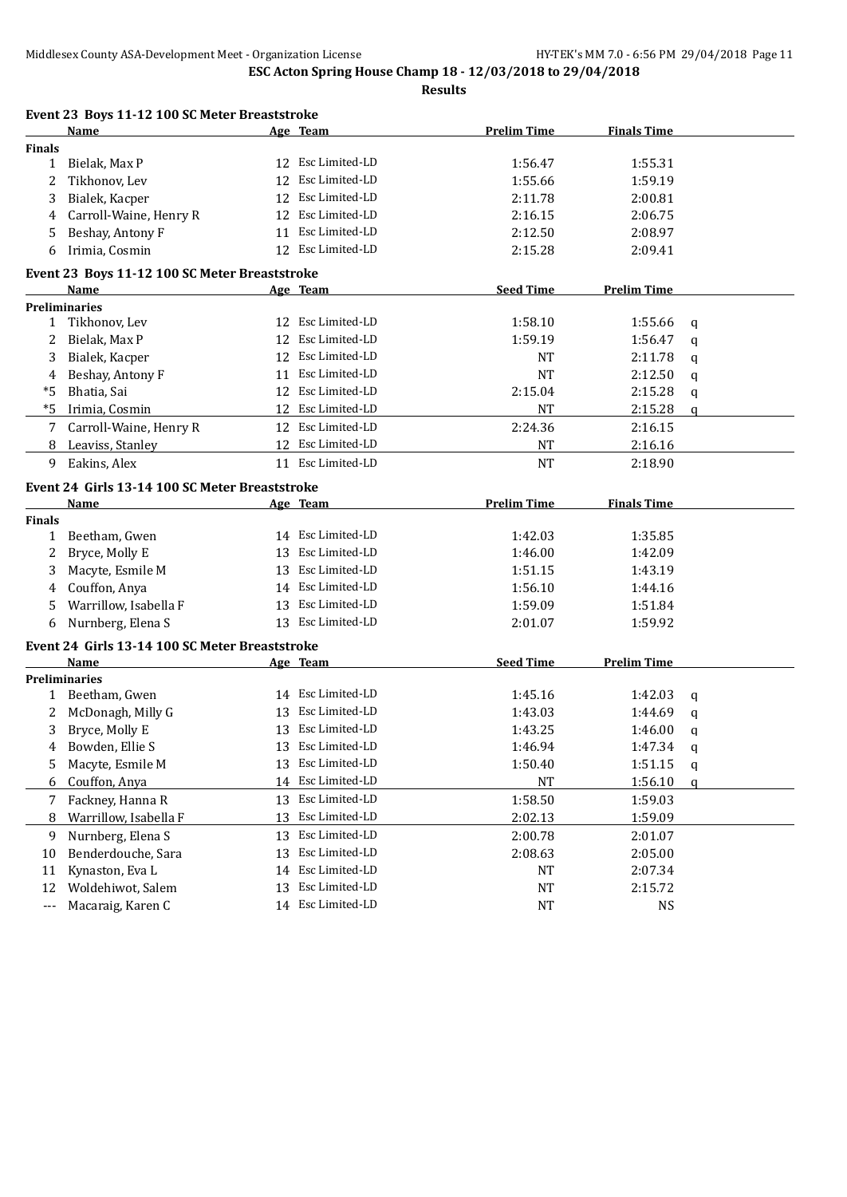**ESC Acton Spring House Champ 18 - 12/03/2018 to 29/04/2018**

**Results**

### Event 23 Boys 11-12 100 SC Meter Breaststroke

| | Name | Age | Team | Prelim Time | Finals Time |
|---|---|---|---|---|---|
| **Finals** | | | | | |
| 1 | Bielak, Max P | 12 | Esc Limited-LD | 1:56.47 | 1:55.31 |
| 2 | Tikhonov, Lev | 12 | Esc Limited-LD | 1:55.66 | 1:59.19 |
| 3 | Bialek, Kacper | 12 | Esc Limited-LD | 2:11.78 | 2:00.81 |
| 4 | Carroll-Waine, Henry R | 12 | Esc Limited-LD | 2:16.15 | 2:06.75 |
| 5 | Beshay, Antony F | 11 | Esc Limited-LD | 2:12.50 | 2:08.97 |
| 6 | Irimia, Cosmin | 12 | Esc Limited-LD | 2:15.28 | 2:09.41 |

### Event 23 Boys 11-12 100 SC Meter Breaststroke

| | Name | Age | Team | Seed Time | Prelim Time | |
|---|---|---|---|---|---|---|
| **Preliminaries** | | | | | | |
| 1 | Tikhonov, Lev | 12 | Esc Limited-LD | 1:58.10 | 1:55.66 | q |
| 2 | Bielak, Max P | 12 | Esc Limited-LD | 1:59.19 | 1:56.47 | q |
| 3 | Bialek, Kacper | 12 | Esc Limited-LD | NT | 2:11.78 | q |
| 4 | Beshay, Antony F | 11 | Esc Limited-LD | NT | 2:12.50 | q |
| *5 | Bhatia, Sai | 12 | Esc Limited-LD | 2:15.04 | 2:15.28 | q |
| *5 | Irimia, Cosmin | 12 | Esc Limited-LD | NT | 2:15.28 | q |
| 7 | Carroll-Waine, Henry R | 12 | Esc Limited-LD | 2:24.36 | 2:16.15 | |
| 8 | Leaviss, Stanley | 12 | Esc Limited-LD | NT | 2:16.16 | |
| 9 | Eakins, Alex | 11 | Esc Limited-LD | NT | 2:18.90 | |

### Event 24 Girls 13-14 100 SC Meter Breaststroke

| | Name | Age | Team | Prelim Time | Finals Time |
|---|---|---|---|---|---|
| **Finals** | | | | | |
| 1 | Beetham, Gwen | 14 | Esc Limited-LD | 1:42.03 | 1:35.85 |
| 2 | Bryce, Molly E | 13 | Esc Limited-LD | 1:46.00 | 1:42.09 |
| 3 | Macyte, Esmile M | 13 | Esc Limited-LD | 1:51.15 | 1:43.19 |
| 4 | Couffon, Anya | 14 | Esc Limited-LD | 1:56.10 | 1:44.16 |
| 5 | Warrillow, Isabella F | 13 | Esc Limited-LD | 1:59.09 | 1:51.84 |
| 6 | Nurnberg, Elena S | 13 | Esc Limited-LD | 2:01.07 | 1:59.92 |

### Event 24 Girls 13-14 100 SC Meter Breaststroke

| | Name | Age | Team | Seed Time | Prelim Time | |
|---|---|---|---|---|---|---|
| **Preliminaries** | | | | | | |
| 1 | Beetham, Gwen | 14 | Esc Limited-LD | 1:45.16 | 1:42.03 | q |
| 2 | McDonagh, Milly G | 13 | Esc Limited-LD | 1:43.03 | 1:44.69 | q |
| 3 | Bryce, Molly E | 13 | Esc Limited-LD | 1:43.25 | 1:46.00 | q |
| 4 | Bowden, Ellie S | 13 | Esc Limited-LD | 1:46.94 | 1:47.34 | q |
| 5 | Macyte, Esmile M | 13 | Esc Limited-LD | 1:50.40 | 1:51.15 | q |
| 6 | Couffon, Anya | 14 | Esc Limited-LD | NT | 1:56.10 | q |
| 7 | Fackney, Hanna R | 13 | Esc Limited-LD | 1:58.50 | 1:59.03 | |
| 8 | Warrillow, Isabella F | 13 | Esc Limited-LD | 2:02.13 | 1:59.09 | |
| 9 | Nurnberg, Elena S | 13 | Esc Limited-LD | 2:00.78 | 2:01.07 | |
| 10 | Benderdouche, Sara | 13 | Esc Limited-LD | 2:08.63 | 2:05.00 | |
| 11 | Kynaston, Eva L | 14 | Esc Limited-LD | NT | 2:07.34 | |
| 12 | Woldehiwot, Salem | 13 | Esc Limited-LD | NT | 2:15.72 | |
| --- | Macaraig, Karen C | 14 | Esc Limited-LD | NT | NS | |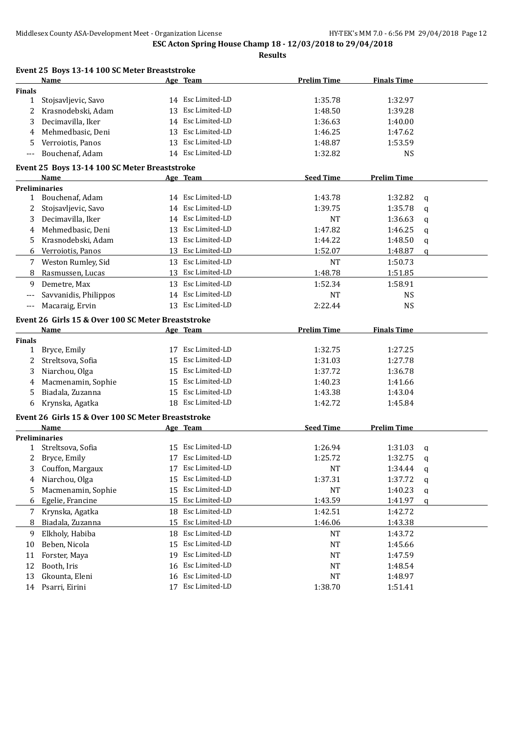**ESC Acton Spring House Champ 18 - 12/03/2018 to 29/04/2018**

**Results**

### Event 25 Boys 13-14 100 SC Meter Breaststroke

| | Name | Age | Team | Prelim Time | Finals Time |
|---|---|---|---|---|---|
| **Finals** | | | | | |
| 1 | Stojsavljevic, Savo | 14 | Esc Limited-LD | 1:35.78 | 1:32.97 |
| 2 | Krasnodebski, Adam | 13 | Esc Limited-LD | 1:48.50 | 1:39.28 |
| 3 | Decimavilla, Iker | 14 | Esc Limited-LD | 1:36.63 | 1:40.00 |
| 4 | Mehmedbasic, Deni | 13 | Esc Limited-LD | 1:46.25 | 1:47.62 |
| 5 | Verroiotis, Panos | 13 | Esc Limited-LD | 1:48.87 | 1:53.59 |
| --- | Bouchenaf, Adam | 14 | Esc Limited-LD | 1:32.82 | NS |

### Event 25 Boys 13-14 100 SC Meter Breaststroke

| | Name | Age | Team | Seed Time | Prelim Time | |
|---|---|---|---|---|---|---|
| **Preliminaries** | | | | | | |
| 1 | Bouchenaf, Adam | 14 | Esc Limited-LD | 1:43.78 | 1:32.82 | q |
| 2 | Stojsavljevic, Savo | 14 | Esc Limited-LD | 1:39.75 | 1:35.78 | q |
| 3 | Decimavilla, Iker | 14 | Esc Limited-LD | NT | 1:36.63 | q |
| 4 | Mehmedbasic, Deni | 13 | Esc Limited-LD | 1:47.82 | 1:46.25 | q |
| 5 | Krasnodebski, Adam | 13 | Esc Limited-LD | 1:44.22 | 1:48.50 | q |
| 6 | Verroiotis, Panos | 13 | Esc Limited-LD | 1:52.07 | 1:48.87 | q |
| 7 | Weston Rumley, Sid | 13 | Esc Limited-LD | NT | 1:50.73 | |
| 8 | Rasmussen, Lucas | 13 | Esc Limited-LD | 1:48.78 | 1:51.85 | |
| 9 | Demetre, Max | 13 | Esc Limited-LD | 1:52.34 | 1:58.91 | |
| --- | Savvanidis, Philippos | 14 | Esc Limited-LD | NT | NS | |
| --- | Macaraig, Ervin | 13 | Esc Limited-LD | 2:22.44 | NS | |

### Event 26 Girls 15 & Over 100 SC Meter Breaststroke

| | Name | Age | Team | Prelim Time | Finals Time |
|---|---|---|---|---|---|
| **Finals** | | | | | |
| 1 | Bryce, Emily | 17 | Esc Limited-LD | 1:32.75 | 1:27.25 |
| 2 | Streltsova, Sofia | 15 | Esc Limited-LD | 1:31.03 | 1:27.78 |
| 3 | Niarchou, Olga | 15 | Esc Limited-LD | 1:37.72 | 1:36.78 |
| 4 | Macmenamin, Sophie | 15 | Esc Limited-LD | 1:40.23 | 1:41.66 |
| 5 | Biadala, Zuzanna | 15 | Esc Limited-LD | 1:43.38 | 1:43.04 |
| 6 | Krynska, Agatka | 18 | Esc Limited-LD | 1:42.72 | 1:45.84 |

### Event 26 Girls 15 & Over 100 SC Meter Breaststroke

| | Name | Age | Team | Seed Time | Prelim Time | |
|---|---|---|---|---|---|---|
| **Preliminaries** | | | | | | |
| 1 | Streltsova, Sofia | 15 | Esc Limited-LD | 1:26.94 | 1:31.03 | q |
| 2 | Bryce, Emily | 17 | Esc Limited-LD | 1:25.72 | 1:32.75 | q |
| 3 | Couffon, Margaux | 17 | Esc Limited-LD | NT | 1:34.44 | q |
| 4 | Niarchou, Olga | 15 | Esc Limited-LD | 1:37.31 | 1:37.72 | q |
| 5 | Macmenamin, Sophie | 15 | Esc Limited-LD | NT | 1:40.23 | q |
| 6 | Egelie, Francine | 15 | Esc Limited-LD | 1:43.59 | 1:41.97 | q |
| 7 | Krynska, Agatka | 18 | Esc Limited-LD | 1:42.51 | 1:42.72 | |
| 8 | Biadala, Zuzanna | 15 | Esc Limited-LD | 1:46.06 | 1:43.38 | |
| 9 | Elkholy, Habiba | 18 | Esc Limited-LD | NT | 1:43.72 | |
| 10 | Beben, Nicola | 15 | Esc Limited-LD | NT | 1:45.66 | |
| 11 | Forster, Maya | 19 | Esc Limited-LD | NT | 1:47.59 | |
| 12 | Booth, Iris | 16 | Esc Limited-LD | NT | 1:48.54 | |
| 13 | Gkounta, Eleni | 16 | Esc Limited-LD | NT | 1:48.97 | |
| 14 | Psarri, Eirini | 17 | Esc Limited-LD | 1:38.70 | 1:51.41 | |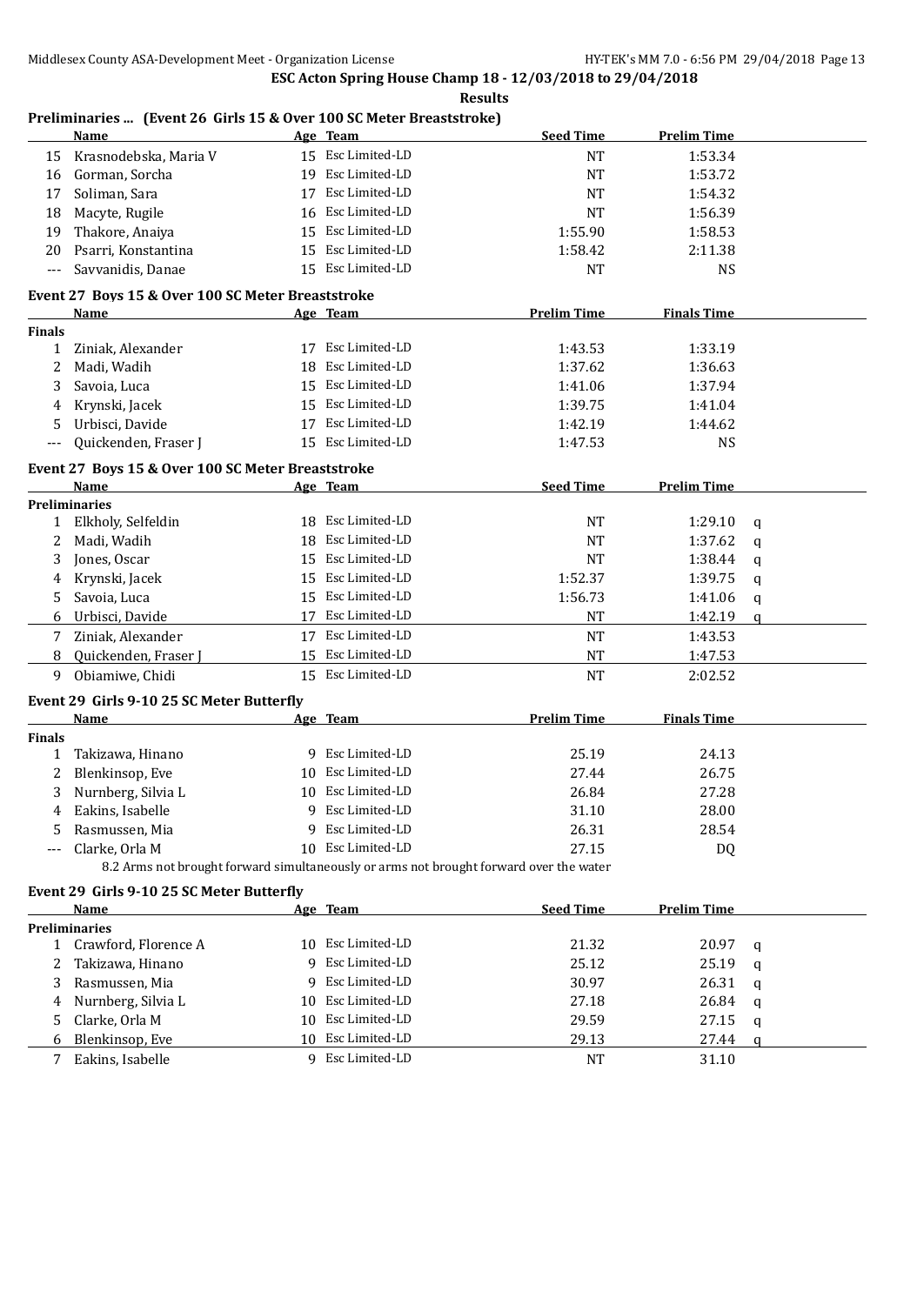**ESC Acton Spring House Champ 18 - 12/03/2018 to 29/04/2018**

**Results**

### Preliminaries ... (Event 26 Girls 15 & Over 100 SC Meter Breaststroke)

| | Name | Age | Team | Seed Time | Prelim Time | |
|---|---|---|---|---|---|---|
| 15 | Krasnodebska, Maria V | 15 | Esc Limited-LD | NT | 1:53.34 | |
| 16 | Gorman, Sorcha | 19 | Esc Limited-LD | NT | 1:53.72 | |
| 17 | Soliman, Sara | 17 | Esc Limited-LD | NT | 1:54.32 | |
| 18 | Macyte, Rugile | 16 | Esc Limited-LD | NT | 1:56.39 | |
| 19 | Thakore, Anaiya | 15 | Esc Limited-LD | 1:55.90 | 1:58.53 | |
| 20 | Psarri, Konstantina | 15 | Esc Limited-LD | 1:58.42 | 2:11.38 | |
| --- | Savvanidis, Danae | 15 | Esc Limited-LD | NT | NS | |

### Event 27 Boys 15 & Over 100 SC Meter Breaststroke

| | Name | Age | Team | Prelim Time | Finals Time |
|---|---|---|---|---|---|
| **Finals** | | | | | |
| 1 | Ziniak, Alexander | 17 | Esc Limited-LD | 1:43.53 | 1:33.19 |
| 2 | Madi, Wadih | 18 | Esc Limited-LD | 1:37.62 | 1:36.63 |
| 3 | Savoia, Luca | 15 | Esc Limited-LD | 1:41.06 | 1:37.94 |
| 4 | Krynski, Jacek | 15 | Esc Limited-LD | 1:39.75 | 1:41.04 |
| 5 | Urbisci, Davide | 17 | Esc Limited-LD | 1:42.19 | 1:44.62 |
| --- | Quickenden, Fraser J | 15 | Esc Limited-LD | 1:47.53 | NS |

### Event 27 Boys 15 & Over 100 SC Meter Breaststroke

| | Name | Age | Team | Seed Time | Prelim Time | |
|---|---|---|---|---|---|---|
| **Preliminaries** | | | | | | |
| 1 | Elkholy, Selfeldin | 18 | Esc Limited-LD | NT | 1:29.10 | q |
| 2 | Madi, Wadih | 18 | Esc Limited-LD | NT | 1:37.62 | q |
| 3 | Jones, Oscar | 15 | Esc Limited-LD | NT | 1:38.44 | q |
| 4 | Krynski, Jacek | 15 | Esc Limited-LD | 1:52.37 | 1:39.75 | q |
| 5 | Savoia, Luca | 15 | Esc Limited-LD | 1:56.73 | 1:41.06 | q |
| 6 | Urbisci, Davide | 17 | Esc Limited-LD | NT | 1:42.19 | q |
| 7 | Ziniak, Alexander | 17 | Esc Limited-LD | NT | 1:43.53 | |
| 8 | Quickenden, Fraser J | 15 | Esc Limited-LD | NT | 1:47.53 | |
| 9 | Obiamiwe, Chidi | 15 | Esc Limited-LD | NT | 2:02.52 | |

### Event 29 Girls 9-10 25 SC Meter Butterfly

| | Name | Age | Team | Prelim Time | Finals Time |
|---|---|---|---|---|---|
| **Finals** | | | | | |
| 1 | Takizawa, Hinano | 9 | Esc Limited-LD | 25.19 | 24.13 |
| 2 | Blenkinsop, Eve | 10 | Esc Limited-LD | 27.44 | 26.75 |
| 3 | Nurnberg, Silvia L | 10 | Esc Limited-LD | 26.84 | 27.28 |
| 4 | Eakins, Isabelle | 9 | Esc Limited-LD | 31.10 | 28.00 |
| 5 | Rasmussen, Mia | 9 | Esc Limited-LD | 26.31 | 28.54 |
| --- | Clarke, Orla M | 10 | Esc Limited-LD | 27.15 | DQ |

8.2 Arms not brought forward simultaneously or arms not brought forward over the water

### Event 29 Girls 9-10 25 SC Meter Butterfly

| | Name | Age | Team | Seed Time | Prelim Time | |
|---|---|---|---|---|---|---|
| **Preliminaries** | | | | | | |
| 1 | Crawford, Florence A | 10 | Esc Limited-LD | 21.32 | 20.97 | q |
| 2 | Takizawa, Hinano | 9 | Esc Limited-LD | 25.12 | 25.19 | q |
| 3 | Rasmussen, Mia | 9 | Esc Limited-LD | 30.97 | 26.31 | q |
| 4 | Nurnberg, Silvia L | 10 | Esc Limited-LD | 27.18 | 26.84 | q |
| 5 | Clarke, Orla M | 10 | Esc Limited-LD | 29.59 | 27.15 | q |
| 6 | Blenkinsop, Eve | 10 | Esc Limited-LD | 29.13 | 27.44 | q |
| 7 | Eakins, Isabelle | 9 | Esc Limited-LD | NT | 31.10 | |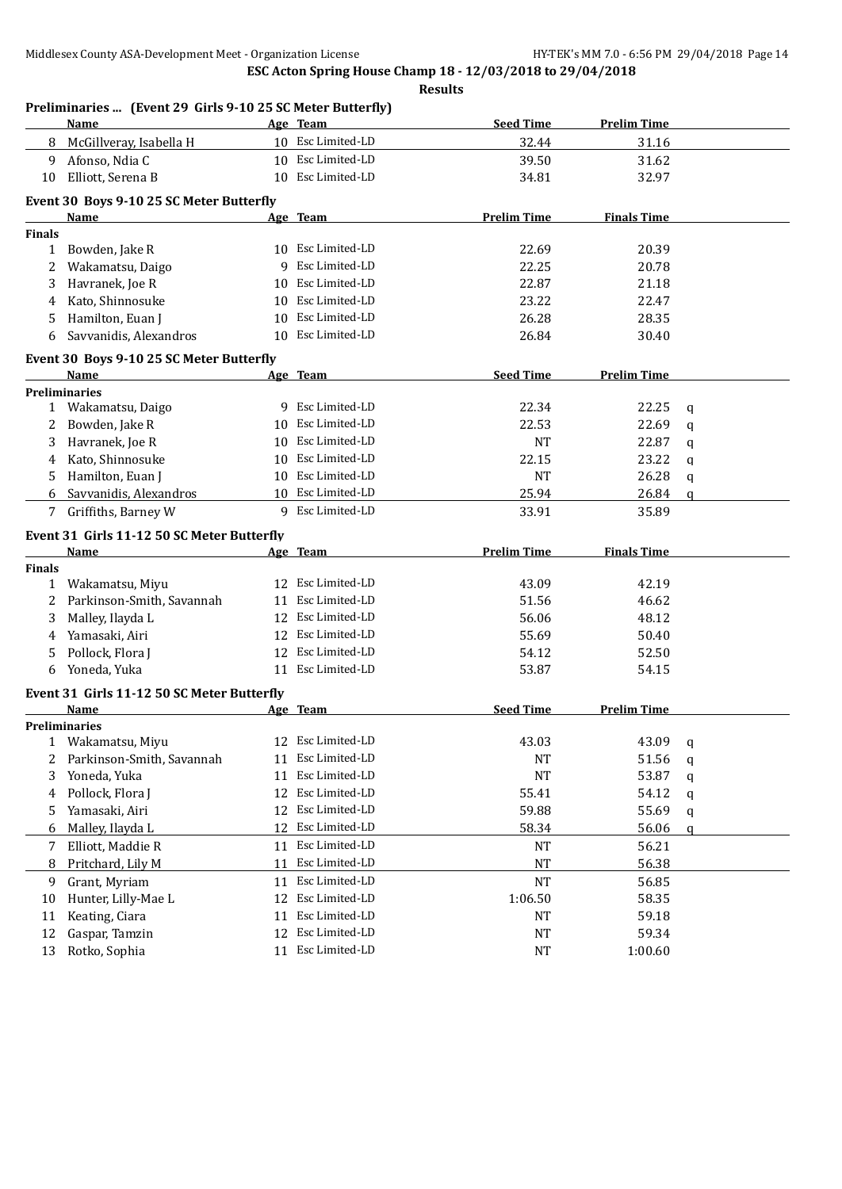**ESC Acton Spring House Champ 18 - 12/03/2018 to 29/04/2018**

**Results**

### Preliminaries ... (Event 29 Girls 9-10 25 SC Meter Butterfly)

| | Name | Age | Team | Seed Time | Prelim Time | |
|---|---|---|---|---|---|---|
| 8 | McGillveray, Isabella H | 10 | Esc Limited-LD | 32.44 | 31.16 | |
| 9 | Afonso, Ndia C | 10 | Esc Limited-LD | 39.50 | 31.62 | |
| 10 | Elliott, Serena B | 10 | Esc Limited-LD | 34.81 | 32.97 | |

### Event 30 Boys 9-10 25 SC Meter Butterfly

| | Name | Age | Team | Prelim Time | Finals Time |
|---|---|---|---|---|---|
| **Finals** | | | | | |
| 1 | Bowden, Jake R | 10 | Esc Limited-LD | 22.69 | 20.39 |
| 2 | Wakamatsu, Daigo | 9 | Esc Limited-LD | 22.25 | 20.78 |
| 3 | Havranek, Joe R | 10 | Esc Limited-LD | 22.87 | 21.18 |
| 4 | Kato, Shinnosuke | 10 | Esc Limited-LD | 23.22 | 22.47 |
| 5 | Hamilton, Euan J | 10 | Esc Limited-LD | 26.28 | 28.35 |
| 6 | Savvanidis, Alexandros | 10 | Esc Limited-LD | 26.84 | 30.40 |

### Event 30 Boys 9-10 25 SC Meter Butterfly

| | Name | Age | Team | Seed Time | Prelim Time | |
|---|---|---|---|---|---|---|
| **Preliminaries** | | | | | | |
| 1 | Wakamatsu, Daigo | 9 | Esc Limited-LD | 22.34 | 22.25 | q |
| 2 | Bowden, Jake R | 10 | Esc Limited-LD | 22.53 | 22.69 | q |
| 3 | Havranek, Joe R | 10 | Esc Limited-LD | NT | 22.87 | q |
| 4 | Kato, Shinnosuke | 10 | Esc Limited-LD | 22.15 | 23.22 | q |
| 5 | Hamilton, Euan J | 10 | Esc Limited-LD | NT | 26.28 | q |
| 6 | Savvanidis, Alexandros | 10 | Esc Limited-LD | 25.94 | 26.84 | q |
| 7 | Griffiths, Barney W | 9 | Esc Limited-LD | 33.91 | 35.89 | |

### Event 31 Girls 11-12 50 SC Meter Butterfly

| | Name | Age | Team | Prelim Time | Finals Time |
|---|---|---|---|---|---|
| **Finals** | | | | | |
| 1 | Wakamatsu, Miyu | 12 | Esc Limited-LD | 43.09 | 42.19 |
| 2 | Parkinson-Smith, Savannah | 11 | Esc Limited-LD | 51.56 | 46.62 |
| 3 | Malley, Ilayda L | 12 | Esc Limited-LD | 56.06 | 48.12 |
| 4 | Yamasaki, Airi | 12 | Esc Limited-LD | 55.69 | 50.40 |
| 5 | Pollock, Flora J | 12 | Esc Limited-LD | 54.12 | 52.50 |
| 6 | Yoneda, Yuka | 11 | Esc Limited-LD | 53.87 | 54.15 |

### Event 31 Girls 11-12 50 SC Meter Butterfly

| | Name | Age | Team | Seed Time | Prelim Time | |
|---|---|---|---|---|---|---|
| **Preliminaries** | | | | | | |
| 1 | Wakamatsu, Miyu | 12 | Esc Limited-LD | 43.03 | 43.09 | q |
| 2 | Parkinson-Smith, Savannah | 11 | Esc Limited-LD | NT | 51.56 | q |
| 3 | Yoneda, Yuka | 11 | Esc Limited-LD | NT | 53.87 | q |
| 4 | Pollock, Flora J | 12 | Esc Limited-LD | 55.41 | 54.12 | q |
| 5 | Yamasaki, Airi | 12 | Esc Limited-LD | 59.88 | 55.69 | q |
| 6 | Malley, Ilayda L | 12 | Esc Limited-LD | 58.34 | 56.06 | q |
| 7 | Elliott, Maddie R | 11 | Esc Limited-LD | NT | 56.21 | |
| 8 | Pritchard, Lily M | 11 | Esc Limited-LD | NT | 56.38 | |
| 9 | Grant, Myriam | 11 | Esc Limited-LD | NT | 56.85 | |
| 10 | Hunter, Lilly-Mae L | 12 | Esc Limited-LD | 1:06.50 | 58.35 | |
| 11 | Keating, Ciara | 11 | Esc Limited-LD | NT | 59.18 | |
| 12 | Gaspar, Tamzin | 12 | Esc Limited-LD | NT | 59.34 | |
| 13 | Rotko, Sophia | 11 | Esc Limited-LD | NT | 1:00.60 | |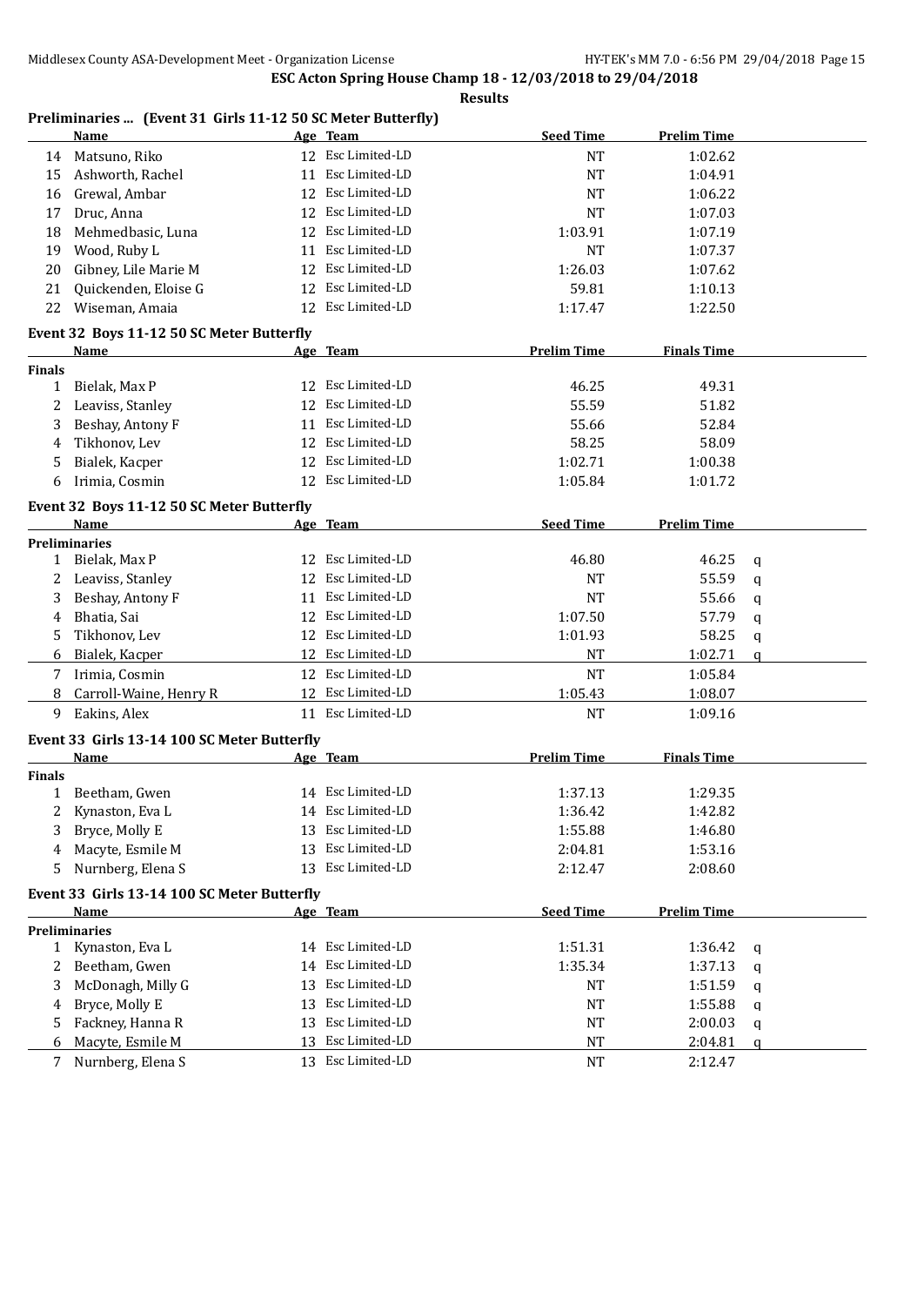**ESC Acton Spring House Champ 18 - 12/03/2018 to 29/04/2018**

**Results**

### Preliminaries ... (Event 31 Girls 11-12 50 SC Meter Butterfly)

| | Name | Age | Team | Seed Time | Prelim Time | |
|---|---|---|---|---|---|---|
| 14 | Matsuno, Riko | 12 | Esc Limited-LD | NT | 1:02.62 | |
| 15 | Ashworth, Rachel | 11 | Esc Limited-LD | NT | 1:04.91 | |
| 16 | Grewal, Ambar | 12 | Esc Limited-LD | NT | 1:06.22 | |
| 17 | Druc, Anna | 12 | Esc Limited-LD | NT | 1:07.03 | |
| 18 | Mehmedbasic, Luna | 12 | Esc Limited-LD | 1:03.91 | 1:07.19 | |
| 19 | Wood, Ruby L | 11 | Esc Limited-LD | NT | 1:07.37 | |
| 20 | Gibney, Lile Marie M | 12 | Esc Limited-LD | 1:26.03 | 1:07.62 | |
| 21 | Quickenden, Eloise G | 12 | Esc Limited-LD | 59.81 | 1:10.13 | |
| 22 | Wiseman, Amaia | 12 | Esc Limited-LD | 1:17.47 | 1:22.50 | |

### Event 32 Boys 11-12 50 SC Meter Butterfly

| | Name | Age | Team | Prelim Time | Finals Time |
|---|---|---|---|---|---|
| **Finals** | | | | | |
| 1 | Bielak, Max P | 12 | Esc Limited-LD | 46.25 | 49.31 |
| 2 | Leaviss, Stanley | 12 | Esc Limited-LD | 55.59 | 51.82 |
| 3 | Beshay, Antony F | 11 | Esc Limited-LD | 55.66 | 52.84 |
| 4 | Tikhonov, Lev | 12 | Esc Limited-LD | 58.25 | 58.09 |
| 5 | Bialek, Kacper | 12 | Esc Limited-LD | 1:02.71 | 1:00.38 |
| 6 | Irimia, Cosmin | 12 | Esc Limited-LD | 1:05.84 | 1:01.72 |

### Event 32 Boys 11-12 50 SC Meter Butterfly

| | Name | Age | Team | Seed Time | Prelim Time | |
|---|---|---|---|---|---|---|
| **Preliminaries** | | | | | | |
| 1 | Bielak, Max P | 12 | Esc Limited-LD | 46.80 | 46.25 | q |
| 2 | Leaviss, Stanley | 12 | Esc Limited-LD | NT | 55.59 | q |
| 3 | Beshay, Antony F | 11 | Esc Limited-LD | NT | 55.66 | q |
| 4 | Bhatia, Sai | 12 | Esc Limited-LD | 1:07.50 | 57.79 | q |
| 5 | Tikhonov, Lev | 12 | Esc Limited-LD | 1:01.93 | 58.25 | q |
| 6 | Bialek, Kacper | 12 | Esc Limited-LD | NT | 1:02.71 | q |
| 7 | Irimia, Cosmin | 12 | Esc Limited-LD | NT | 1:05.84 | |
| 8 | Carroll-Waine, Henry R | 12 | Esc Limited-LD | 1:05.43 | 1:08.07 | |
| 9 | Eakins, Alex | 11 | Esc Limited-LD | NT | 1:09.16 | |

### Event 33 Girls 13-14 100 SC Meter Butterfly

| | Name | Age | Team | Prelim Time | Finals Time |
|---|---|---|---|---|---|
| **Finals** | | | | | |
| 1 | Beetham, Gwen | 14 | Esc Limited-LD | 1:37.13 | 1:29.35 |
| 2 | Kynaston, Eva L | 14 | Esc Limited-LD | 1:36.42 | 1:42.82 |
| 3 | Bryce, Molly E | 13 | Esc Limited-LD | 1:55.88 | 1:46.80 |
| 4 | Macyte, Esmile M | 13 | Esc Limited-LD | 2:04.81 | 1:53.16 |
| 5 | Nurnberg, Elena S | 13 | Esc Limited-LD | 2:12.47 | 2:08.60 |

### Event 33 Girls 13-14 100 SC Meter Butterfly

| | Name | Age | Team | Seed Time | Prelim Time | |
|---|---|---|---|---|---|---|
| **Preliminaries** | | | | | | |
| 1 | Kynaston, Eva L | 14 | Esc Limited-LD | 1:51.31 | 1:36.42 | q |
| 2 | Beetham, Gwen | 14 | Esc Limited-LD | 1:35.34 | 1:37.13 | q |
| 3 | McDonagh, Milly G | 13 | Esc Limited-LD | NT | 1:51.59 | q |
| 4 | Bryce, Molly E | 13 | Esc Limited-LD | NT | 1:55.88 | q |
| 5 | Fackney, Hanna R | 13 | Esc Limited-LD | NT | 2:00.03 | q |
| 6 | Macyte, Esmile M | 13 | Esc Limited-LD | NT | 2:04.81 | q |
| 7 | Nurnberg, Elena S | 13 | Esc Limited-LD | NT | 2:12.47 | |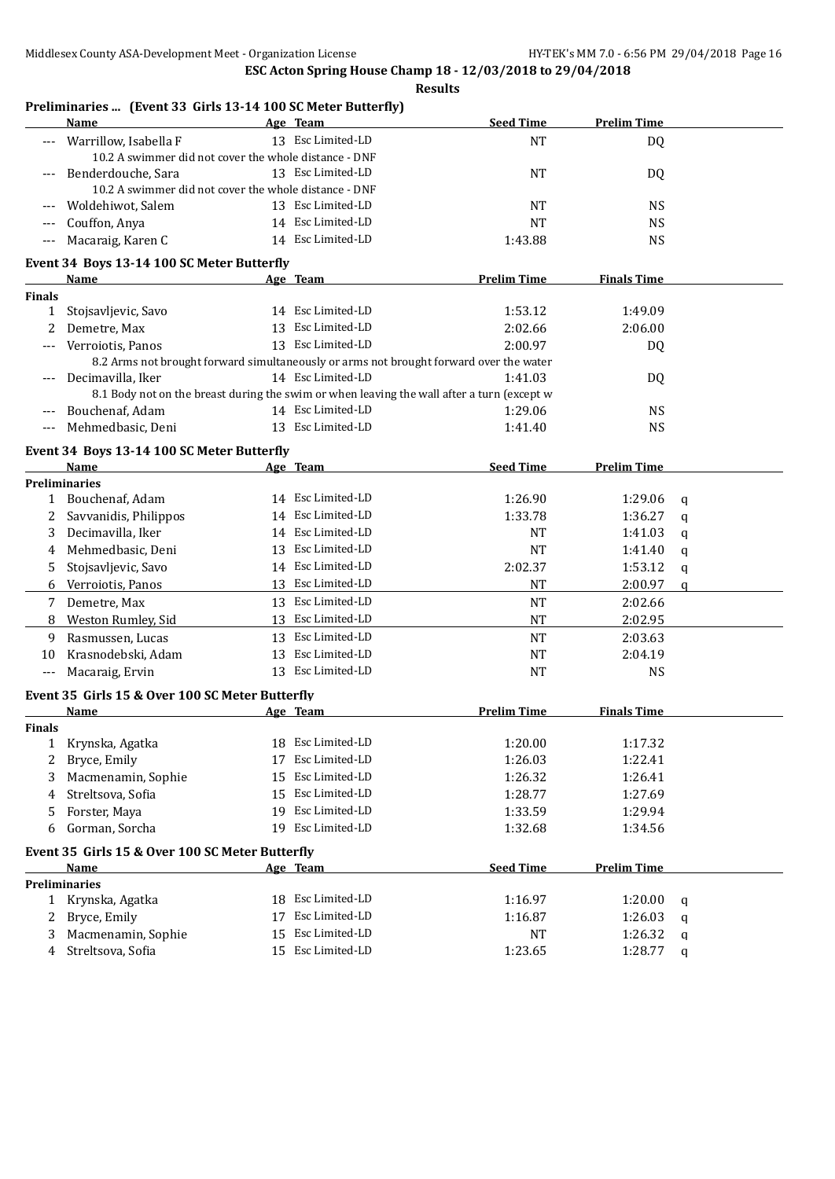**ESC Acton Spring House Champ 18 - 12/03/2018 to 29/04/2018**

**Results**

### Preliminaries ... (Event 33 Girls 13-14 100 SC Meter Butterfly)

| | Name | Age | Team | Seed Time | Prelim Time | |
|---|---|---|---|---|---|---|
| --- | Warrillow, Isabella F | 13 | Esc Limited-LD | NT | DQ | |
| | 10.2 A swimmer did not cover the whole distance - DNF | | | | | |
| --- | Benderdouche, Sara | 13 | Esc Limited-LD | NT | DQ | |
| | 10.2 A swimmer did not cover the whole distance - DNF | | | | | |
| --- | Woldehiwot, Salem | 13 | Esc Limited-LD | NT | NS | |
| --- | Couffon, Anya | 14 | Esc Limited-LD | NT | NS | |
| --- | Macaraig, Karen C | 14 | Esc Limited-LD | 1:43.88 | NS | |

### Event 34 Boys 13-14 100 SC Meter Butterfly

| | Name | Age | Team | Prelim Time | Finals Time |
|---|---|---|---|---|---|
| **Finals** | | | | | |
| 1 | Stojsavljevic, Savo | 14 | Esc Limited-LD | 1:53.12 | 1:49.09 |
| 2 | Demetre, Max | 13 | Esc Limited-LD | 2:02.66 | 2:06.00 |
| --- | Verroiotis, Panos | 13 | Esc Limited-LD | 2:00.97 | DQ |
| | 8.2 Arms not brought forward simultaneously or arms not brought forward over the water | | | | |
| --- | Decimavilla, Iker | 14 | Esc Limited-LD | 1:41.03 | DQ |
| | 8.1 Body not on the breast during the swim or when leaving the wall after a turn (except w | | | | |
| --- | Bouchenaf, Adam | 14 | Esc Limited-LD | 1:29.06 | NS |
| --- | Mehmedbasic, Deni | 13 | Esc Limited-LD | 1:41.40 | NS |

### Event 34 Boys 13-14 100 SC Meter Butterfly

| | Name | Age | Team | Seed Time | Prelim Time | |
|---|---|---|---|---|---|---|
| **Preliminaries** | | | | | | |
| 1 | Bouchenaf, Adam | 14 | Esc Limited-LD | 1:26.90 | 1:29.06 | q |
| 2 | Savvanidis, Philippos | 14 | Esc Limited-LD | 1:33.78 | 1:36.27 | q |
| 3 | Decimavilla, Iker | 14 | Esc Limited-LD | NT | 1:41.03 | q |
| 4 | Mehmedbasic, Deni | 13 | Esc Limited-LD | NT | 1:41.40 | q |
| 5 | Stojsavljevic, Savo | 14 | Esc Limited-LD | 2:02.37 | 1:53.12 | q |
| 6 | Verroiotis, Panos | 13 | Esc Limited-LD | NT | 2:00.97 | q |
| 7 | Demetre, Max | 13 | Esc Limited-LD | NT | 2:02.66 | |
| 8 | Weston Rumley, Sid | 13 | Esc Limited-LD | NT | 2:02.95 | |
| 9 | Rasmussen, Lucas | 13 | Esc Limited-LD | NT | 2:03.63 | |
| 10 | Krasnodebski, Adam | 13 | Esc Limited-LD | NT | 2:04.19 | |
| --- | Macaraig, Ervin | 13 | Esc Limited-LD | NT | NS | |

### Event 35 Girls 15 & Over 100 SC Meter Butterfly

| | Name | Age | Team | Prelim Time | Finals Time |
|---|---|---|---|---|---|
| **Finals** | | | | | |
| 1 | Krynska, Agatka | 18 | Esc Limited-LD | 1:20.00 | 1:17.32 |
| 2 | Bryce, Emily | 17 | Esc Limited-LD | 1:26.03 | 1:22.41 |
| 3 | Macmenamin, Sophie | 15 | Esc Limited-LD | 1:26.32 | 1:26.41 |
| 4 | Streltsova, Sofia | 15 | Esc Limited-LD | 1:28.77 | 1:27.69 |
| 5 | Forster, Maya | 19 | Esc Limited-LD | 1:33.59 | 1:29.94 |
| 6 | Gorman, Sorcha | 19 | Esc Limited-LD | 1:32.68 | 1:34.56 |

### Event 35 Girls 15 & Over 100 SC Meter Butterfly

| | Name | Age | Team | Seed Time | Prelim Time | |
|---|---|---|---|---|---|---|
| **Preliminaries** | | | | | | |
| 1 | Krynska, Agatka | 18 | Esc Limited-LD | 1:16.97 | 1:20.00 | q |
| 2 | Bryce, Emily | 17 | Esc Limited-LD | 1:16.87 | 1:26.03 | q |
| 3 | Macmenamin, Sophie | 15 | Esc Limited-LD | NT | 1:26.32 | q |
| 4 | Streltsova, Sofia | 15 | Esc Limited-LD | 1:23.65 | 1:28.77 | q |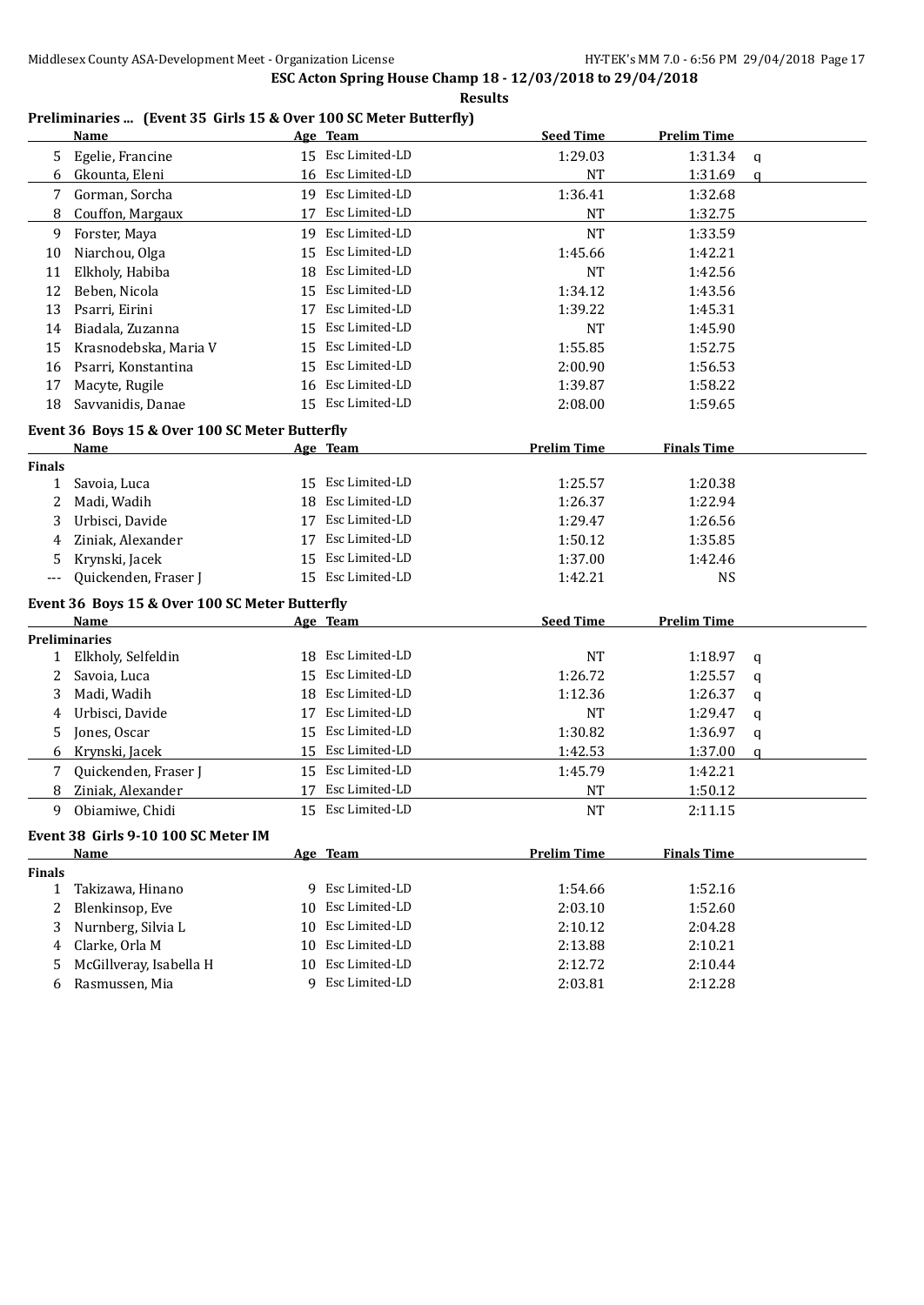**ESC Acton Spring House Champ 18 - 12/03/2018 to 29/04/2018**

**Results**

### Preliminaries ... (Event 35 Girls 15 & Over 100 SC Meter Butterfly)

| | Name | Age | Team | Seed Time | Prelim Time | |
|---|---|---|---|---|---|---|
| 5 | Egelie, Francine | 15 | Esc Limited-LD | 1:29.03 | 1:31.34 | q |
| 6 | Gkounta, Eleni | 16 | Esc Limited-LD | NT | 1:31.69 | q |
| 7 | Gorman, Sorcha | 19 | Esc Limited-LD | 1:36.41 | 1:32.68 | |
| 8 | Couffon, Margaux | 17 | Esc Limited-LD | NT | 1:32.75 | |
| 9 | Forster, Maya | 19 | Esc Limited-LD | NT | 1:33.59 | |
| 10 | Niarchou, Olga | 15 | Esc Limited-LD | 1:45.66 | 1:42.21 | |
| 11 | Elkholy, Habiba | 18 | Esc Limited-LD | NT | 1:42.56 | |
| 12 | Beben, Nicola | 15 | Esc Limited-LD | 1:34.12 | 1:43.56 | |
| 13 | Psarri, Eirini | 17 | Esc Limited-LD | 1:39.22 | 1:45.31 | |
| 14 | Biadala, Zuzanna | 15 | Esc Limited-LD | NT | 1:45.90 | |
| 15 | Krasnodebska, Maria V | 15 | Esc Limited-LD | 1:55.85 | 1:52.75 | |
| 16 | Psarri, Konstantina | 15 | Esc Limited-LD | 2:00.90 | 1:56.53 | |
| 17 | Macyte, Rugile | 16 | Esc Limited-LD | 1:39.87 | 1:58.22 | |
| 18 | Savvanidis, Danae | 15 | Esc Limited-LD | 2:08.00 | 1:59.65 | |

### Event 36 Boys 15 & Over 100 SC Meter Butterfly

| | Name | Age | Team | Prelim Time | Finals Time |
|---|---|---|---|---|---|
| **Finals** | | | | | |
| 1 | Savoia, Luca | 15 | Esc Limited-LD | 1:25.57 | 1:20.38 |
| 2 | Madi, Wadih | 18 | Esc Limited-LD | 1:26.37 | 1:22.94 |
| 3 | Urbisci, Davide | 17 | Esc Limited-LD | 1:29.47 | 1:26.56 |
| 4 | Ziniak, Alexander | 17 | Esc Limited-LD | 1:50.12 | 1:35.85 |
| 5 | Krynski, Jacek | 15 | Esc Limited-LD | 1:37.00 | 1:42.46 |
| --- | Quickenden, Fraser J | 15 | Esc Limited-LD | 1:42.21 | NS |

### Event 36 Boys 15 & Over 100 SC Meter Butterfly

| | Name | Age | Team | Seed Time | Prelim Time | |
|---|---|---|---|---|---|---|
| **Preliminaries** | | | | | | |
| 1 | Elkholy, Selfeldin | 18 | Esc Limited-LD | NT | 1:18.97 | q |
| 2 | Savoia, Luca | 15 | Esc Limited-LD | 1:26.72 | 1:25.57 | q |
| 3 | Madi, Wadih | 18 | Esc Limited-LD | 1:12.36 | 1:26.37 | q |
| 4 | Urbisci, Davide | 17 | Esc Limited-LD | NT | 1:29.47 | q |
| 5 | Jones, Oscar | 15 | Esc Limited-LD | 1:30.82 | 1:36.97 | q |
| 6 | Krynski, Jacek | 15 | Esc Limited-LD | 1:42.53 | 1:37.00 | q |
| 7 | Quickenden, Fraser J | 15 | Esc Limited-LD | 1:45.79 | 1:42.21 | |
| 8 | Ziniak, Alexander | 17 | Esc Limited-LD | NT | 1:50.12 | |
| 9 | Obiamiwe, Chidi | 15 | Esc Limited-LD | NT | 2:11.15 | |

### Event 38 Girls 9-10 100 SC Meter IM

| | Name | Age | Team | Prelim Time | Finals Time |
|---|---|---|---|---|---|
| **Finals** | | | | | |
| 1 | Takizawa, Hinano | 9 | Esc Limited-LD | 1:54.66 | 1:52.16 |
| 2 | Blenkinsop, Eve | 10 | Esc Limited-LD | 2:03.10 | 1:52.60 |
| 3 | Nurnberg, Silvia L | 10 | Esc Limited-LD | 2:10.12 | 2:04.28 |
| 4 | Clarke, Orla M | 10 | Esc Limited-LD | 2:13.88 | 2:10.21 |
| 5 | McGillveray, Isabella H | 10 | Esc Limited-LD | 2:12.72 | 2:10.44 |
| 6 | Rasmussen, Mia | 9 | Esc Limited-LD | 2:03.81 | 2:12.28 |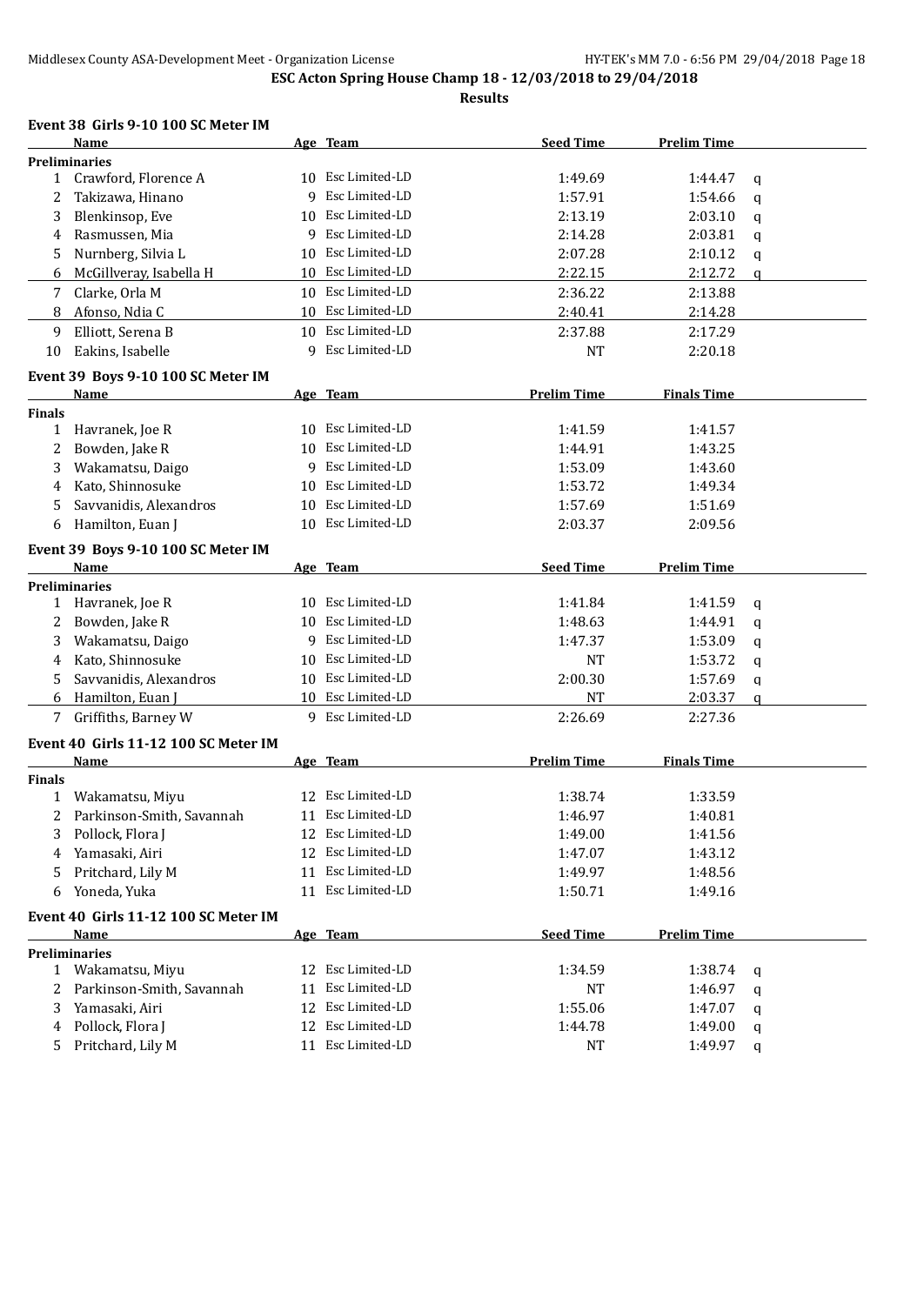Middlesex County ASA-Development Meet - Organization License

**ESC Acton Spring House Champ 18 - 12/03/2018 to 29/04/2018**

**Results**

### Event 38 Girls 9-10 100 SC Meter IM

| | Name | Age | Team | Seed Time | Prelim Time | |
|---|---|---|---|---|---|---|
| **Preliminaries** | | | | | | |
| 1 | Crawford, Florence A | 10 | Esc Limited-LD | 1:49.69 | 1:44.47 | q |
| 2 | Takizawa, Hinano | 9 | Esc Limited-LD | 1:57.91 | 1:54.66 | q |
| 3 | Blenkinsop, Eve | 10 | Esc Limited-LD | 2:13.19 | 2:03.10 | q |
| 4 | Rasmussen, Mia | 9 | Esc Limited-LD | 2:14.28 | 2:03.81 | q |
| 5 | Nurnberg, Silvia L | 10 | Esc Limited-LD | 2:07.28 | 2:10.12 | q |
| 6 | McGillveray, Isabella H | 10 | Esc Limited-LD | 2:22.15 | 2:12.72 | q |
| 7 | Clarke, Orla M | 10 | Esc Limited-LD | 2:36.22 | 2:13.88 | |
| 8 | Afonso, Ndia C | 10 | Esc Limited-LD | 2:40.41 | 2:14.28 | |
| 9 | Elliott, Serena B | 10 | Esc Limited-LD | 2:37.88 | 2:17.29 | |
| 10 | Eakins, Isabelle | 9 | Esc Limited-LD | NT | 2:20.18 | |

### Event 39 Boys 9-10 100 SC Meter IM

| | Name | Age | Team | Prelim Time | Finals Time |
|---|---|---|---|---|---|
| **Finals** | | | | | |
| 1 | Havranek, Joe R | 10 | Esc Limited-LD | 1:41.59 | 1:41.57 |
| 2 | Bowden, Jake R | 10 | Esc Limited-LD | 1:44.91 | 1:43.25 |
| 3 | Wakamatsu, Daigo | 9 | Esc Limited-LD | 1:53.09 | 1:43.60 |
| 4 | Kato, Shinnosuke | 10 | Esc Limited-LD | 1:53.72 | 1:49.34 |
| 5 | Savvanidis, Alexandros | 10 | Esc Limited-LD | 1:57.69 | 1:51.69 |
| 6 | Hamilton, Euan J | 10 | Esc Limited-LD | 2:03.37 | 2:09.56 |

### Event 39 Boys 9-10 100 SC Meter IM

| | Name | Age | Team | Seed Time | Prelim Time | |
|---|---|---|---|---|---|---|
| **Preliminaries** | | | | | | |
| 1 | Havranek, Joe R | 10 | Esc Limited-LD | 1:41.84 | 1:41.59 | q |
| 2 | Bowden, Jake R | 10 | Esc Limited-LD | 1:48.63 | 1:44.91 | q |
| 3 | Wakamatsu, Daigo | 9 | Esc Limited-LD | 1:47.37 | 1:53.09 | q |
| 4 | Kato, Shinnosuke | 10 | Esc Limited-LD | NT | 1:53.72 | q |
| 5 | Savvanidis, Alexandros | 10 | Esc Limited-LD | 2:00.30 | 1:57.69 | q |
| 6 | Hamilton, Euan J | 10 | Esc Limited-LD | NT | 2:03.37 | q |
| 7 | Griffiths, Barney W | 9 | Esc Limited-LD | 2:26.69 | 2:27.36 | |

### Event 40 Girls 11-12 100 SC Meter IM

| | Name | Age | Team | Prelim Time | Finals Time |
|---|---|---|---|---|---|
| **Finals** | | | | | |
| 1 | Wakamatsu, Miyu | 12 | Esc Limited-LD | 1:38.74 | 1:33.59 |
| 2 | Parkinson-Smith, Savannah | 11 | Esc Limited-LD | 1:46.97 | 1:40.81 |
| 3 | Pollock, Flora J | 12 | Esc Limited-LD | 1:49.00 | 1:41.56 |
| 4 | Yamasaki, Airi | 12 | Esc Limited-LD | 1:47.07 | 1:43.12 |
| 5 | Pritchard, Lily M | 11 | Esc Limited-LD | 1:49.97 | 1:48.56 |
| 6 | Yoneda, Yuka | 11 | Esc Limited-LD | 1:50.71 | 1:49.16 |

### Event 40 Girls 11-12 100 SC Meter IM

| | Name | Age | Team | Seed Time | Prelim Time | |
|---|---|---|---|---|---|---|
| **Preliminaries** | | | | | | |
| 1 | Wakamatsu, Miyu | 12 | Esc Limited-LD | 1:34.59 | 1:38.74 | q |
| 2 | Parkinson-Smith, Savannah | 11 | Esc Limited-LD | NT | 1:46.97 | q |
| 3 | Yamasaki, Airi | 12 | Esc Limited-LD | 1:55.06 | 1:47.07 | q |
| 4 | Pollock, Flora J | 12 | Esc Limited-LD | 1:44.78 | 1:49.00 | q |
| 5 | Pritchard, Lily M | 11 | Esc Limited-LD | NT | 1:49.97 | q |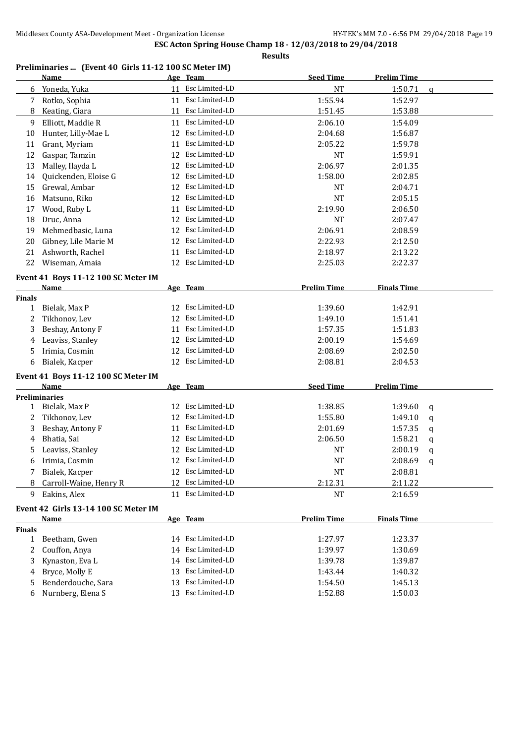**ESC Acton Spring House Champ 18 - 12/03/2018 to 29/04/2018**

**Results**

### Preliminaries ... (Event 40 Girls 11-12 100 SC Meter IM)

| | Name | Age | Team | Seed Time | Prelim Time | |
|---|---|---|---|---|---|---|
| 6 | Yoneda, Yuka | 11 | Esc Limited-LD | NT | 1:50.71 | q |
| 7 | Rotko, Sophia | 11 | Esc Limited-LD | 1:55.94 | 1:52.97 | |
| 8 | Keating, Ciara | 11 | Esc Limited-LD | 1:51.45 | 1:53.88 | |
| 9 | Elliott, Maddie R | 11 | Esc Limited-LD | 2:06.10 | 1:54.09 | |
| 10 | Hunter, Lilly-Mae L | 12 | Esc Limited-LD | 2:04.68 | 1:56.87 | |
| 11 | Grant, Myriam | 11 | Esc Limited-LD | 2:05.22 | 1:59.78 | |
| 12 | Gaspar, Tamzin | 12 | Esc Limited-LD | NT | 1:59.91 | |
| 13 | Malley, Ilayda L | 12 | Esc Limited-LD | 2:06.97 | 2:01.35 | |
| 14 | Quickenden, Eloise G | 12 | Esc Limited-LD | 1:58.00 | 2:02.85 | |
| 15 | Grewal, Ambar | 12 | Esc Limited-LD | NT | 2:04.71 | |
| 16 | Matsuno, Riko | 12 | Esc Limited-LD | NT | 2:05.15 | |
| 17 | Wood, Ruby L | 11 | Esc Limited-LD | 2:19.90 | 2:06.50 | |
| 18 | Druc, Anna | 12 | Esc Limited-LD | NT | 2:07.47 | |
| 19 | Mehmedbasic, Luna | 12 | Esc Limited-LD | 2:06.91 | 2:08.59 | |
| 20 | Gibney, Lile Marie M | 12 | Esc Limited-LD | 2:22.93 | 2:12.50 | |
| 21 | Ashworth, Rachel | 11 | Esc Limited-LD | 2:18.97 | 2:13.22 | |
| 22 | Wiseman, Amaia | 12 | Esc Limited-LD | 2:25.03 | 2:22.37 | |

### Event 41 Boys 11-12 100 SC Meter IM

| | Name | Age | Team | Prelim Time | Finals Time |
|---|---|---|---|---|---|
| **Finals** | | | | | |
| 1 | Bielak, Max P | 12 | Esc Limited-LD | 1:39.60 | 1:42.91 |
| 2 | Tikhonov, Lev | 12 | Esc Limited-LD | 1:49.10 | 1:51.41 |
| 3 | Beshay, Antony F | 11 | Esc Limited-LD | 1:57.35 | 1:51.83 |
| 4 | Leaviss, Stanley | 12 | Esc Limited-LD | 2:00.19 | 1:54.69 |
| 5 | Irimia, Cosmin | 12 | Esc Limited-LD | 2:08.69 | 2:02.50 |
| 6 | Bialek, Kacper | 12 | Esc Limited-LD | 2:08.81 | 2:04.53 |

### Event 41 Boys 11-12 100 SC Meter IM

| | Name | Age | Team | Seed Time | Prelim Time | |
|---|---|---|---|---|---|---|
| **Preliminaries** | | | | | | |
| 1 | Bielak, Max P | 12 | Esc Limited-LD | 1:38.85 | 1:39.60 | q |
| 2 | Tikhonov, Lev | 12 | Esc Limited-LD | 1:55.80 | 1:49.10 | q |
| 3 | Beshay, Antony F | 11 | Esc Limited-LD | 2:01.69 | 1:57.35 | q |
| 4 | Bhatia, Sai | 12 | Esc Limited-LD | 2:06.50 | 1:58.21 | q |
| 5 | Leaviss, Stanley | 12 | Esc Limited-LD | NT | 2:00.19 | q |
| 6 | Irimia, Cosmin | 12 | Esc Limited-LD | NT | 2:08.69 | q |
| 7 | Bialek, Kacper | 12 | Esc Limited-LD | NT | 2:08.81 | |
| 8 | Carroll-Waine, Henry R | 12 | Esc Limited-LD | 2:12.31 | 2:11.22 | |
| 9 | Eakins, Alex | 11 | Esc Limited-LD | NT | 2:16.59 | |

### Event 42 Girls 13-14 100 SC Meter IM

| | Name | Age | Team | Prelim Time | Finals Time |
|---|---|---|---|---|---|
| **Finals** | | | | | |
| 1 | Beetham, Gwen | 14 | Esc Limited-LD | 1:27.97 | 1:23.37 |
| 2 | Couffon, Anya | 14 | Esc Limited-LD | 1:39.97 | 1:30.69 |
| 3 | Kynaston, Eva L | 14 | Esc Limited-LD | 1:39.78 | 1:39.87 |
| 4 | Bryce, Molly E | 13 | Esc Limited-LD | 1:43.44 | 1:40.32 |
| 5 | Benderdouche, Sara | 13 | Esc Limited-LD | 1:54.50 | 1:45.13 |
| 6 | Nurnberg, Elena S | 13 | Esc Limited-LD | 1:52.88 | 1:50.03 |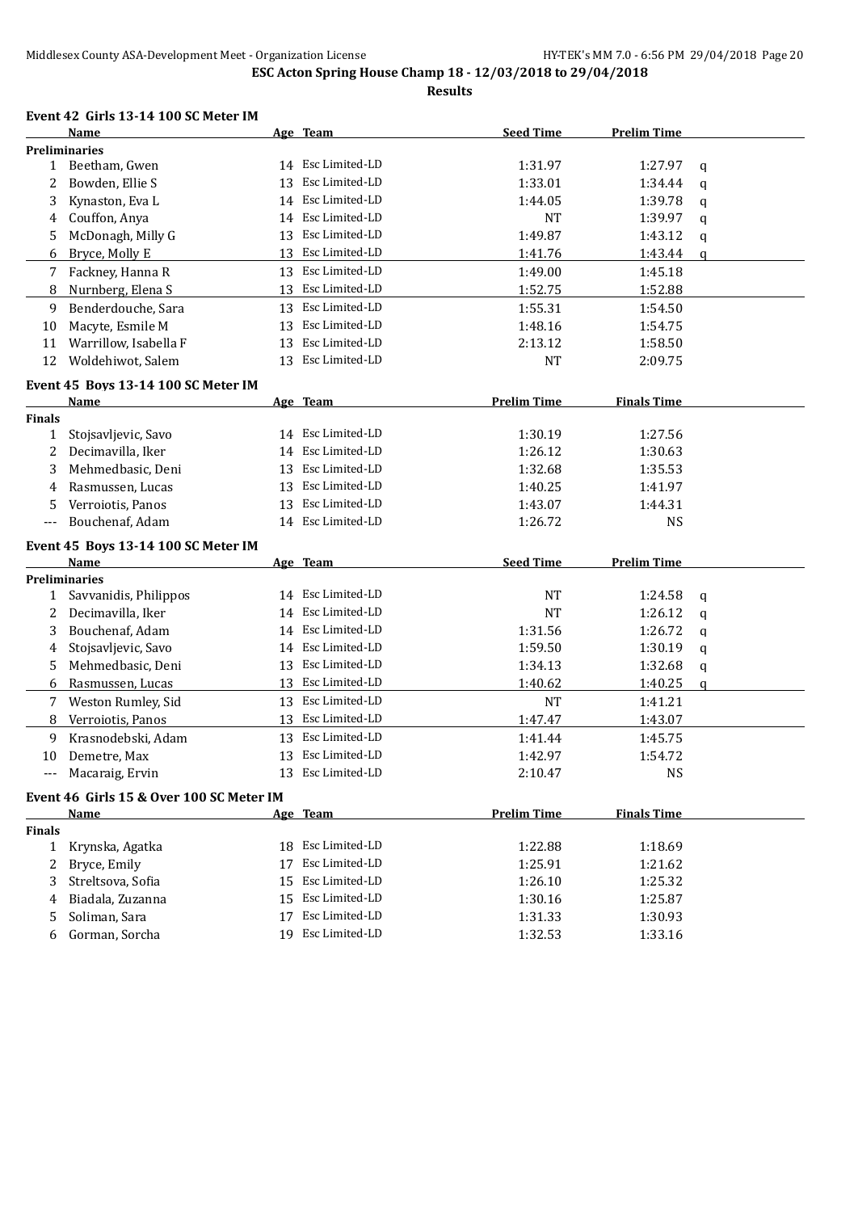**ESC Acton Spring House Champ 18 - 12/03/2018 to 29/04/2018**

**Results**

### Event 42 Girls 13-14 100 SC Meter IM

| | Name | Age | Team | Seed Time | Prelim Time | |
|---|---|---|---|---|---|---|
| **Preliminaries** | | | | | | |
| 1 | Beetham, Gwen | 14 | Esc Limited-LD | 1:31.97 | 1:27.97 | q |
| 2 | Bowden, Ellie S | 13 | Esc Limited-LD | 1:33.01 | 1:34.44 | q |
| 3 | Kynaston, Eva L | 14 | Esc Limited-LD | 1:44.05 | 1:39.78 | q |
| 4 | Couffon, Anya | 14 | Esc Limited-LD | NT | 1:39.97 | q |
| 5 | McDonagh, Milly G | 13 | Esc Limited-LD | 1:49.87 | 1:43.12 | q |
| 6 | Bryce, Molly E | 13 | Esc Limited-LD | 1:41.76 | 1:43.44 | q |
| 7 | Fackney, Hanna R | 13 | Esc Limited-LD | 1:49.00 | 1:45.18 | |
| 8 | Nurnberg, Elena S | 13 | Esc Limited-LD | 1:52.75 | 1:52.88 | |
| 9 | Benderdouche, Sara | 13 | Esc Limited-LD | 1:55.31 | 1:54.50 | |
| 10 | Macyte, Esmile M | 13 | Esc Limited-LD | 1:48.16 | 1:54.75 | |
| 11 | Warrillow, Isabella F | 13 | Esc Limited-LD | 2:13.12 | 1:58.50 | |
| 12 | Woldehiwot, Salem | 13 | Esc Limited-LD | NT | 2:09.75 | |

### Event 45 Boys 13-14 100 SC Meter IM

| | Name | Age | Team | Prelim Time | Finals Time |
|---|---|---|---|---|---|
| **Finals** | | | | | |
| 1 | Stojsavljevic, Savo | 14 | Esc Limited-LD | 1:30.19 | 1:27.56 |
| 2 | Decimavilla, Iker | 14 | Esc Limited-LD | 1:26.12 | 1:30.63 |
| 3 | Mehmedbasic, Deni | 13 | Esc Limited-LD | 1:32.68 | 1:35.53 |
| 4 | Rasmussen, Lucas | 13 | Esc Limited-LD | 1:40.25 | 1:41.97 |
| 5 | Verroiotis, Panos | 13 | Esc Limited-LD | 1:43.07 | 1:44.31 |
| --- | Bouchenaf, Adam | 14 | Esc Limited-LD | 1:26.72 | NS |

### Event 45 Boys 13-14 100 SC Meter IM

| | Name | Age | Team | Seed Time | Prelim Time | |
|---|---|---|---|---|---|---|
| **Preliminaries** | | | | | | |
| 1 | Savvanidis, Philippos | 14 | Esc Limited-LD | NT | 1:24.58 | q |
| 2 | Decimavilla, Iker | 14 | Esc Limited-LD | NT | 1:26.12 | q |
| 3 | Bouchenaf, Adam | 14 | Esc Limited-LD | 1:31.56 | 1:26.72 | q |
| 4 | Stojsavljevic, Savo | 14 | Esc Limited-LD | 1:59.50 | 1:30.19 | q |
| 5 | Mehmedbasic, Deni | 13 | Esc Limited-LD | 1:34.13 | 1:32.68 | q |
| 6 | Rasmussen, Lucas | 13 | Esc Limited-LD | 1:40.62 | 1:40.25 | q |
| 7 | Weston Rumley, Sid | 13 | Esc Limited-LD | NT | 1:41.21 | |
| 8 | Verroiotis, Panos | 13 | Esc Limited-LD | 1:47.47 | 1:43.07 | |
| 9 | Krasnodebski, Adam | 13 | Esc Limited-LD | 1:41.44 | 1:45.75 | |
| 10 | Demetre, Max | 13 | Esc Limited-LD | 1:42.97 | 1:54.72 | |
| --- | Macaraig, Ervin | 13 | Esc Limited-LD | 2:10.47 | NS | |

### Event 46 Girls 15 & Over 100 SC Meter IM

| | Name | Age | Team | Prelim Time | Finals Time |
|---|---|---|---|---|---|
| **Finals** | | | | | |
| 1 | Krynska, Agatka | 18 | Esc Limited-LD | 1:22.88 | 1:18.69 |
| 2 | Bryce, Emily | 17 | Esc Limited-LD | 1:25.91 | 1:21.62 |
| 3 | Streltsova, Sofia | 15 | Esc Limited-LD | 1:26.10 | 1:25.32 |
| 4 | Biadala, Zuzanna | 15 | Esc Limited-LD | 1:30.16 | 1:25.87 |
| 5 | Soliman, Sara | 17 | Esc Limited-LD | 1:31.33 | 1:30.93 |
| 6 | Gorman, Sorcha | 19 | Esc Limited-LD | 1:32.53 | 1:33.16 |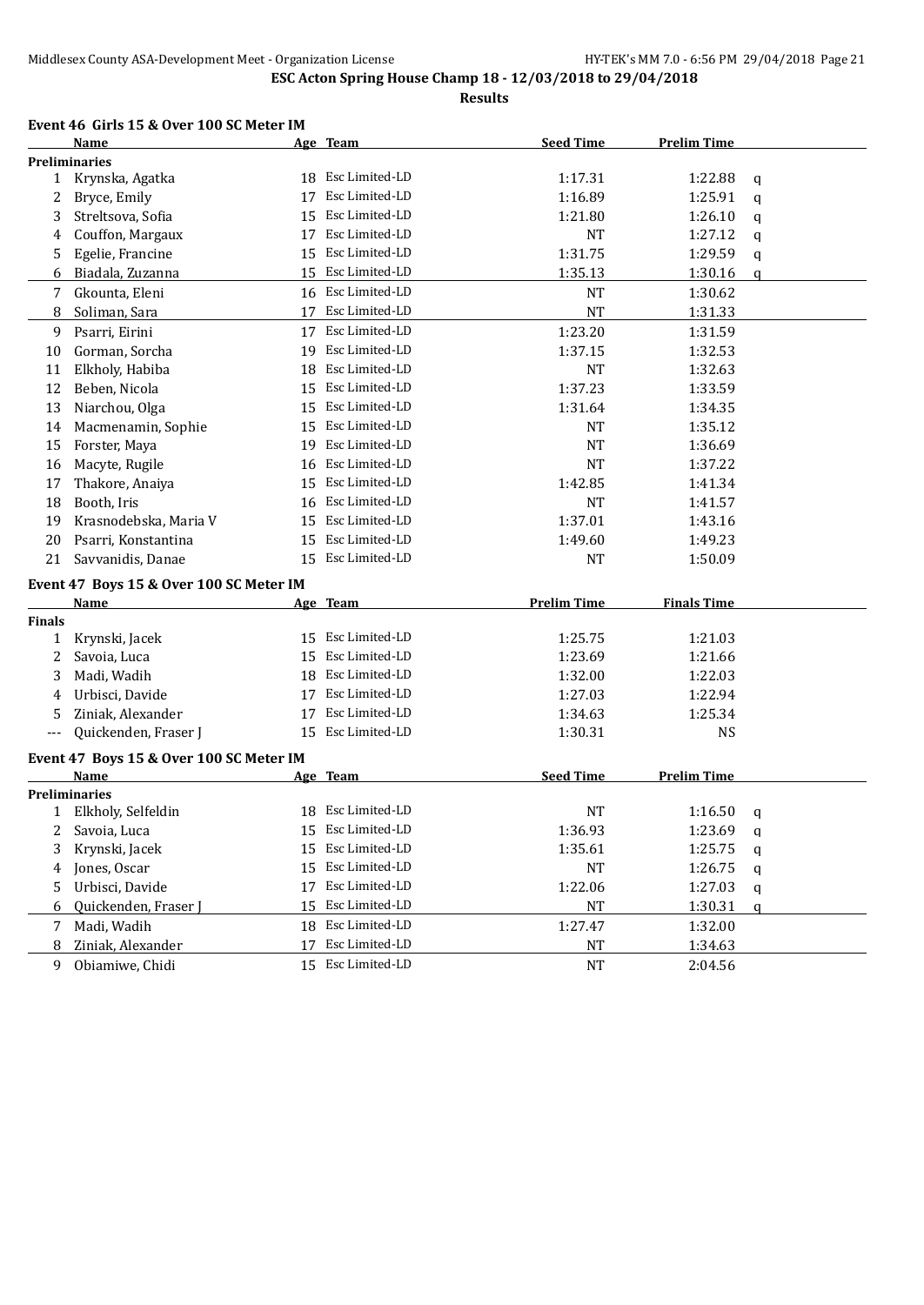**ESC Acton Spring House Champ 18 - 12/03/2018 to 29/04/2018**

**Results**

### Event 46 Girls 15 & Over 100 SC Meter IM

| | Name | Age | Team | Seed Time | Prelim Time | |
|---|---|---|---|---|---|---|
| **Preliminaries** | | | | | | |
| 1 | Krynska, Agatka | 18 | Esc Limited-LD | 1:17.31 | 1:22.88 | q |
| 2 | Bryce, Emily | 17 | Esc Limited-LD | 1:16.89 | 1:25.91 | q |
| 3 | Streltsova, Sofia | 15 | Esc Limited-LD | 1:21.80 | 1:26.10 | q |
| 4 | Couffon, Margaux | 17 | Esc Limited-LD | NT | 1:27.12 | q |
| 5 | Egelie, Francine | 15 | Esc Limited-LD | 1:31.75 | 1:29.59 | q |
| 6 | Biadala, Zuzanna | 15 | Esc Limited-LD | 1:35.13 | 1:30.16 | q |
| 7 | Gkounta, Eleni | 16 | Esc Limited-LD | NT | 1:30.62 | |
| 8 | Soliman, Sara | 17 | Esc Limited-LD | NT | 1:31.33 | |
| 9 | Psarri, Eirini | 17 | Esc Limited-LD | 1:23.20 | 1:31.59 | |
| 10 | Gorman, Sorcha | 19 | Esc Limited-LD | 1:37.15 | 1:32.53 | |
| 11 | Elkholy, Habiba | 18 | Esc Limited-LD | NT | 1:32.63 | |
| 12 | Beben, Nicola | 15 | Esc Limited-LD | 1:37.23 | 1:33.59 | |
| 13 | Niarchou, Olga | 15 | Esc Limited-LD | 1:31.64 | 1:34.35 | |
| 14 | Macmenamin, Sophie | 15 | Esc Limited-LD | NT | 1:35.12 | |
| 15 | Forster, Maya | 19 | Esc Limited-LD | NT | 1:36.69 | |
| 16 | Macyte, Rugile | 16 | Esc Limited-LD | NT | 1:37.22 | |
| 17 | Thakore, Anaiya | 15 | Esc Limited-LD | 1:42.85 | 1:41.34 | |
| 18 | Booth, Iris | 16 | Esc Limited-LD | NT | 1:41.57 | |
| 19 | Krasnodebska, Maria V | 15 | Esc Limited-LD | 1:37.01 | 1:43.16 | |
| 20 | Psarri, Konstantina | 15 | Esc Limited-LD | 1:49.60 | 1:49.23 | |
| 21 | Savvanidis, Danae | 15 | Esc Limited-LD | NT | 1:50.09 | |

### Event 47 Boys 15 & Over 100 SC Meter IM

| | Name | Age | Team | Prelim Time | Finals Time |
|---|---|---|---|---|---|
| **Finals** | | | | | |
| 1 | Krynski, Jacek | 15 | Esc Limited-LD | 1:25.75 | 1:21.03 |
| 2 | Savoia, Luca | 15 | Esc Limited-LD | 1:23.69 | 1:21.66 |
| 3 | Madi, Wadih | 18 | Esc Limited-LD | 1:32.00 | 1:22.03 |
| 4 | Urbisci, Davide | 17 | Esc Limited-LD | 1:27.03 | 1:22.94 |
| 5 | Ziniak, Alexander | 17 | Esc Limited-LD | 1:34.63 | 1:25.34 |
| --- | Quickenden, Fraser J | 15 | Esc Limited-LD | 1:30.31 | NS |

### Event 47 Boys 15 & Over 100 SC Meter IM

| | Name | Age | Team | Seed Time | Prelim Time | |
|---|---|---|---|---|---|---|
| **Preliminaries** | | | | | | |
| 1 | Elkholy, Selfeldin | 18 | Esc Limited-LD | NT | 1:16.50 | q |
| 2 | Savoia, Luca | 15 | Esc Limited-LD | 1:36.93 | 1:23.69 | q |
| 3 | Krynski, Jacek | 15 | Esc Limited-LD | 1:35.61 | 1:25.75 | q |
| 4 | Jones, Oscar | 15 | Esc Limited-LD | NT | 1:26.75 | q |
| 5 | Urbisci, Davide | 17 | Esc Limited-LD | 1:22.06 | 1:27.03 | q |
| 6 | Quickenden, Fraser J | 15 | Esc Limited-LD | NT | 1:30.31 | q |
| 7 | Madi, Wadih | 18 | Esc Limited-LD | 1:27.47 | 1:32.00 | |
| 8 | Ziniak, Alexander | 17 | Esc Limited-LD | NT | 1:34.63 | |
| 9 | Obiamiwe, Chidi | 15 | Esc Limited-LD | NT | 2:04.56 | |